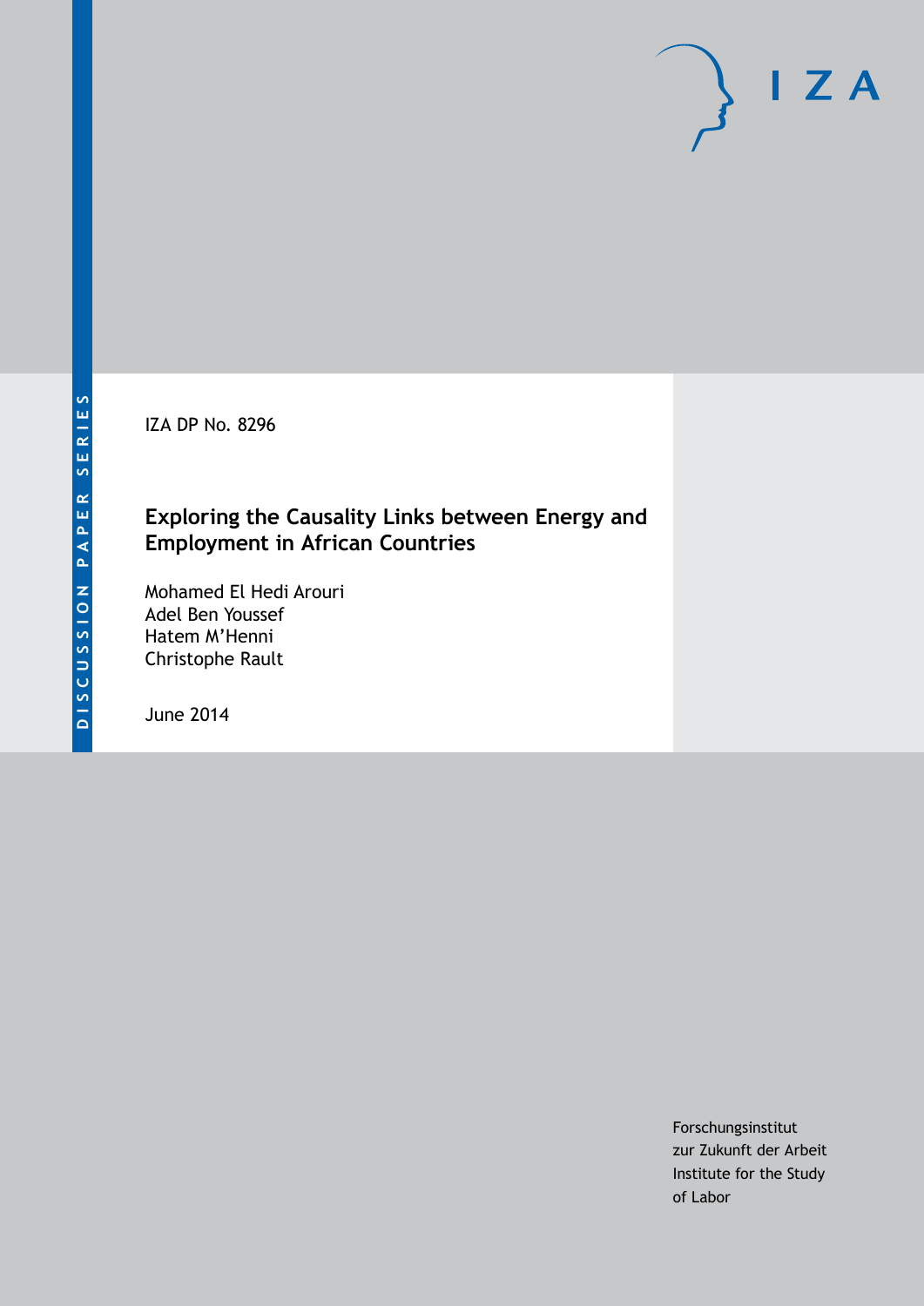DISCUSSION PAPER SERIES

IZA DP No. 8296

# Exploring the Causality Links between Energy and Employment in African Countries

Mohamed El Hedi Arouri
Adel Ben Youssef
Hatem M'Henni
Christophe Rault

June 2014

Forschungsinstitut
zur Zukunft der Arbeit
Institute for the Study
of Labor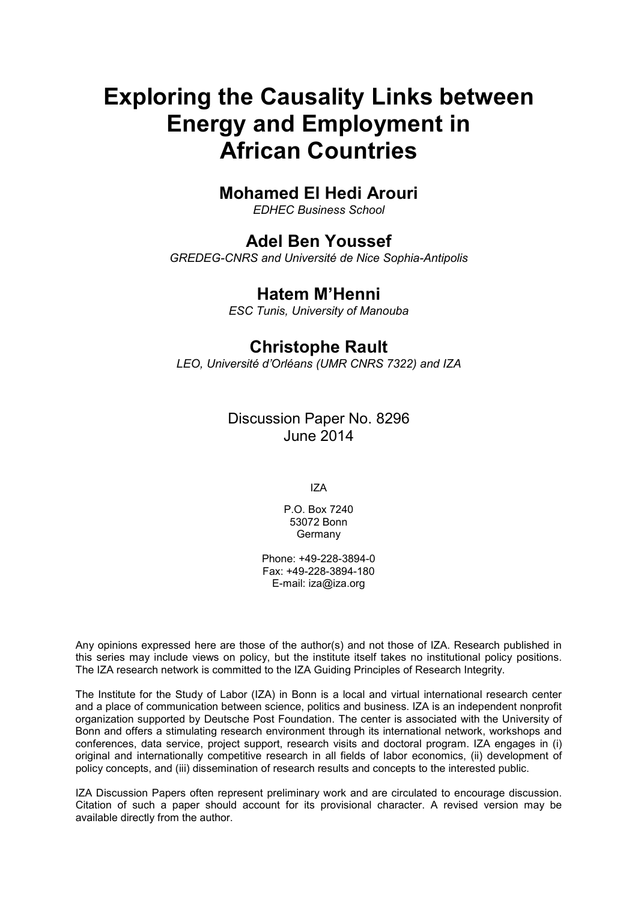# Exploring the Causality Links between Energy and Employment in African Countries

## Mohamed El Hedi Arouri

*EDHEC Business School*

## Adel Ben Youssef

*GREDEG-CNRS and Université de Nice Sophia-Antipolis*

## Hatem M'Henni

*ESC Tunis, University of Manouba*

## Christophe Rault

*LEO, Université d'Orléans (UMR CNRS 7322) and IZA*

Discussion Paper No. 8296
June 2014

IZA

P.O. Box 7240
53072 Bonn
Germany

Phone: +49-228-3894-0
Fax: +49-228-3894-180
E-mail: iza@iza.org

Any opinions expressed here are those of the author(s) and not those of IZA. Research published in this series may include views on policy, but the institute itself takes no institutional policy positions. The IZA research network is committed to the IZA Guiding Principles of Research Integrity.

The Institute for the Study of Labor (IZA) in Bonn is a local and virtual international research center and a place of communication between science, politics and business. IZA is an independent nonprofit organization supported by Deutsche Post Foundation. The center is associated with the University of Bonn and offers a stimulating research environment through its international network, workshops and conferences, data service, project support, research visits and doctoral program. IZA engages in (i) original and internationally competitive research in all fields of labor economics, (ii) development of policy concepts, and (iii) dissemination of research results and concepts to the interested public.

IZA Discussion Papers often represent preliminary work and are circulated to encourage discussion. Citation of such a paper should account for its provisional character. A revised version may be available directly from the author.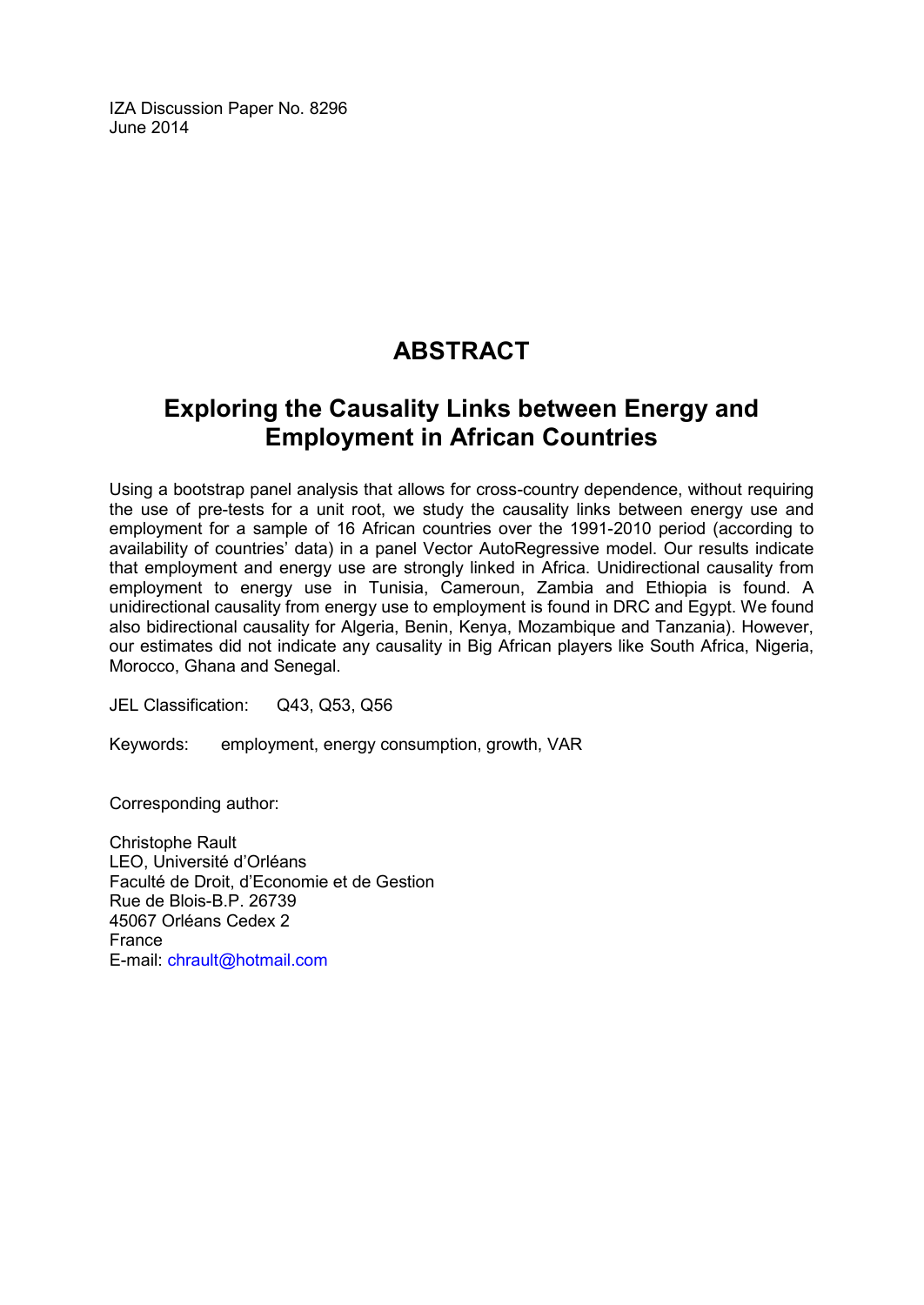IZA Discussion Paper No. 8296
June 2014

# ABSTRACT

## Exploring the Causality Links between Energy and Employment in African Countries

Using a bootstrap panel analysis that allows for cross-country dependence, without requiring the use of pre-tests for a unit root, we study the causality links between energy use and employment for a sample of 16 African countries over the 1991-2010 period (according to availability of countries' data) in a panel Vector AutoRegressive model. Our results indicate that employment and energy use are strongly linked in Africa. Unidirectional causality from employment to energy use in Tunisia, Cameroun, Zambia and Ethiopia is found. A unidirectional causality from energy use to employment is found in DRC and Egypt. We found also bidirectional causality for Algeria, Benin, Kenya, Mozambique and Tanzania). However, our estimates did not indicate any causality in Big African players like South Africa, Nigeria, Morocco, Ghana and Senegal.

JEL Classification: Q43, Q53, Q56

Keywords: employment, energy consumption, growth, VAR

Corresponding author:

Christophe Rault
LEO, Université d'Orléans
Faculté de Droit, d'Economie et de Gestion
Rue de Blois-B.P. 26739
45067 Orléans Cedex 2
France
E-mail: chrault@hotmail.com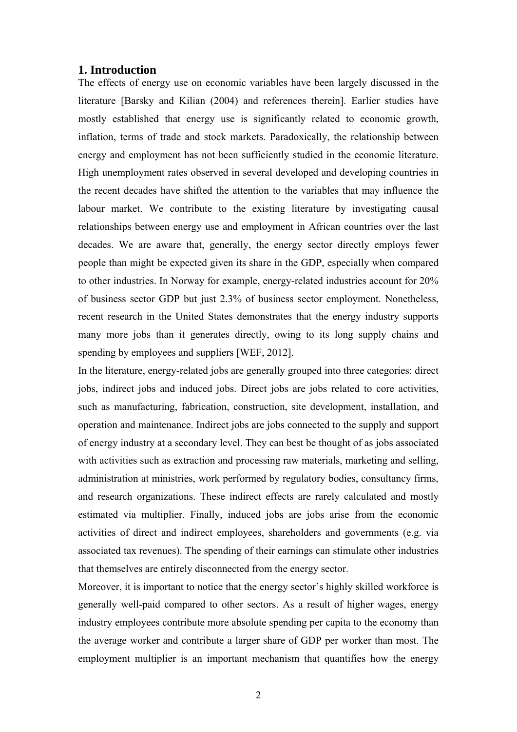## 1. Introduction

The effects of energy use on economic variables have been largely discussed in the literature [Barsky and Kilian (2004) and references therein]. Earlier studies have mostly established that energy use is significantly related to economic growth, inflation, terms of trade and stock markets. Paradoxically, the relationship between energy and employment has not been sufficiently studied in the economic literature. High unemployment rates observed in several developed and developing countries in the recent decades have shifted the attention to the variables that may influence the labour market. We contribute to the existing literature by investigating causal relationships between energy use and employment in African countries over the last decades. We are aware that, generally, the energy sector directly employs fewer people than might be expected given its share in the GDP, especially when compared to other industries. In Norway for example, energy-related industries account for 20% of business sector GDP but just 2.3% of business sector employment. Nonetheless, recent research in the United States demonstrates that the energy industry supports many more jobs than it generates directly, owing to its long supply chains and spending by employees and suppliers [WEF, 2012].

In the literature, energy-related jobs are generally grouped into three categories: direct jobs, indirect jobs and induced jobs. Direct jobs are jobs related to core activities, such as manufacturing, fabrication, construction, site development, installation, and operation and maintenance. Indirect jobs are jobs connected to the supply and support of energy industry at a secondary level. They can best be thought of as jobs associated with activities such as extraction and processing raw materials, marketing and selling, administration at ministries, work performed by regulatory bodies, consultancy firms, and research organizations. These indirect effects are rarely calculated and mostly estimated via multiplier. Finally, induced jobs are jobs arise from the economic activities of direct and indirect employees, shareholders and governments (e.g. via associated tax revenues). The spending of their earnings can stimulate other industries that themselves are entirely disconnected from the energy sector.

Moreover, it is important to notice that the energy sector's highly skilled workforce is generally well-paid compared to other sectors. As a result of higher wages, energy industry employees contribute more absolute spending per capita to the economy than the average worker and contribute a larger share of GDP per worker than most. The employment multiplier is an important mechanism that quantifies how the energy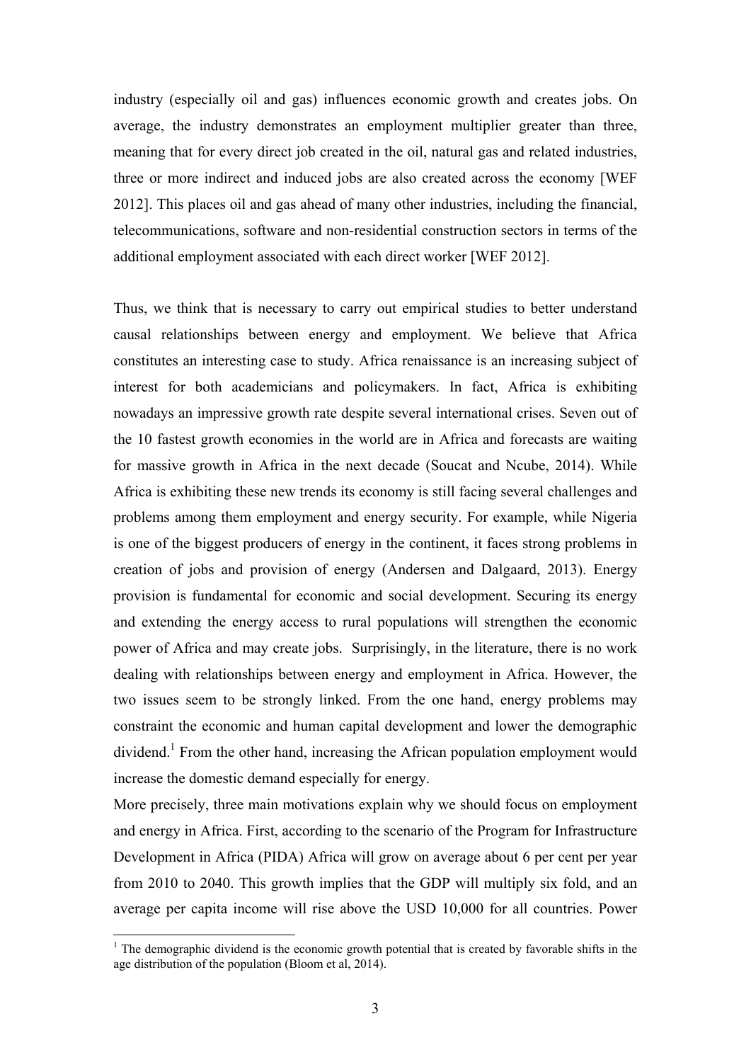industry (especially oil and gas) influences economic growth and creates jobs. On average, the industry demonstrates an employment multiplier greater than three, meaning that for every direct job created in the oil, natural gas and related industries, three or more indirect and induced jobs are also created across the economy [WEF 2012]. This places oil and gas ahead of many other industries, including the financial, telecommunications, software and non-residential construction sectors in terms of the additional employment associated with each direct worker [WEF 2012].

Thus, we think that is necessary to carry out empirical studies to better understand causal relationships between energy and employment. We believe that Africa constitutes an interesting case to study. Africa renaissance is an increasing subject of interest for both academicians and policymakers. In fact, Africa is exhibiting nowadays an impressive growth rate despite several international crises. Seven out of the 10 fastest growth economies in the world are in Africa and forecasts are waiting for massive growth in Africa in the next decade (Soucat and Ncube, 2014). While Africa is exhibiting these new trends its economy is still facing several challenges and problems among them employment and energy security. For example, while Nigeria is one of the biggest producers of energy in the continent, it faces strong problems in creation of jobs and provision of energy (Andersen and Dalgaard, 2013). Energy provision is fundamental for economic and social development. Securing its energy and extending the energy access to rural populations will strengthen the economic power of Africa and may create jobs. Surprisingly, in the literature, there is no work dealing with relationships between energy and employment in Africa. However, the two issues seem to be strongly linked. From the one hand, energy problems may constraint the economic and human capital development and lower the demographic dividend.[1] From the other hand, increasing the African population employment would increase the domestic demand especially for energy.

More precisely, three main motivations explain why we should focus on employment and energy in Africa. First, according to the scenario of the Program for Infrastructure Development in Africa (PIDA) Africa will grow on average about 6 per cent per year from 2010 to 2040. This growth implies that the GDP will multiply six fold, and an average per capita income will rise above the USD 10,000 for all countries. Power

[1] The demographic dividend is the economic growth potential that is created by favorable shifts in the age distribution of the population (Bloom et al, 2014).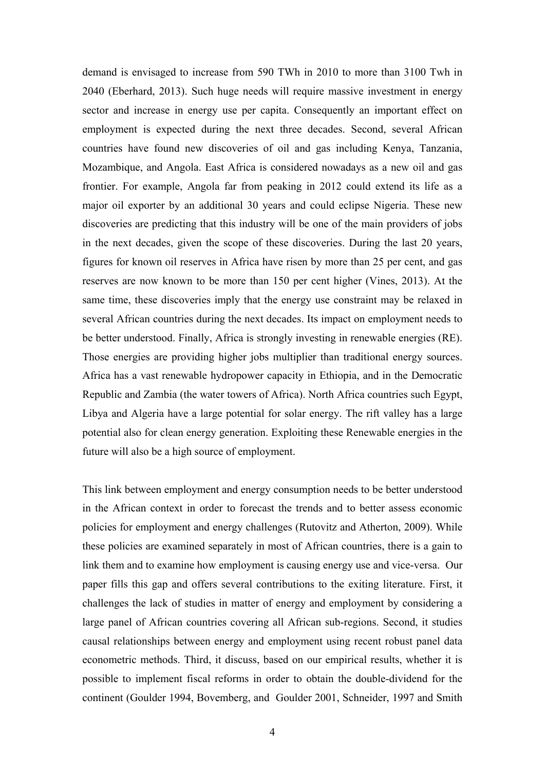demand is envisaged to increase from 590 TWh in 2010 to more than 3100 Twh in 2040 (Eberhard, 2013). Such huge needs will require massive investment in energy sector and increase in energy use per capita. Consequently an important effect on employment is expected during the next three decades. Second, several African countries have found new discoveries of oil and gas including Kenya, Tanzania, Mozambique, and Angola. East Africa is considered nowadays as a new oil and gas frontier. For example, Angola far from peaking in 2012 could extend its life as a major oil exporter by an additional 30 years and could eclipse Nigeria. These new discoveries are predicting that this industry will be one of the main providers of jobs in the next decades, given the scope of these discoveries. During the last 20 years, figures for known oil reserves in Africa have risen by more than 25 per cent, and gas reserves are now known to be more than 150 per cent higher (Vines, 2013). At the same time, these discoveries imply that the energy use constraint may be relaxed in several African countries during the next decades. Its impact on employment needs to be better understood. Finally, Africa is strongly investing in renewable energies (RE). Those energies are providing higher jobs multiplier than traditional energy sources. Africa has a vast renewable hydropower capacity in Ethiopia, and in the Democratic Republic and Zambia (the water towers of Africa). North Africa countries such Egypt, Libya and Algeria have a large potential for solar energy. The rift valley has a large potential also for clean energy generation. Exploiting these Renewable energies in the future will also be a high source of employment.

This link between employment and energy consumption needs to be better understood in the African context in order to forecast the trends and to better assess economic policies for employment and energy challenges (Rutovitz and Atherton, 2009). While these policies are examined separately in most of African countries, there is a gain to link them and to examine how employment is causing energy use and vice-versa. Our paper fills this gap and offers several contributions to the exiting literature. First, it challenges the lack of studies in matter of energy and employment by considering a large panel of African countries covering all African sub-regions. Second, it studies causal relationships between energy and employment using recent robust panel data econometric methods. Third, it discuss, based on our empirical results, whether it is possible to implement fiscal reforms in order to obtain the double-dividend for the continent (Goulder 1994, Bovemberg, and Goulder 2001, Schneider, 1997 and Smith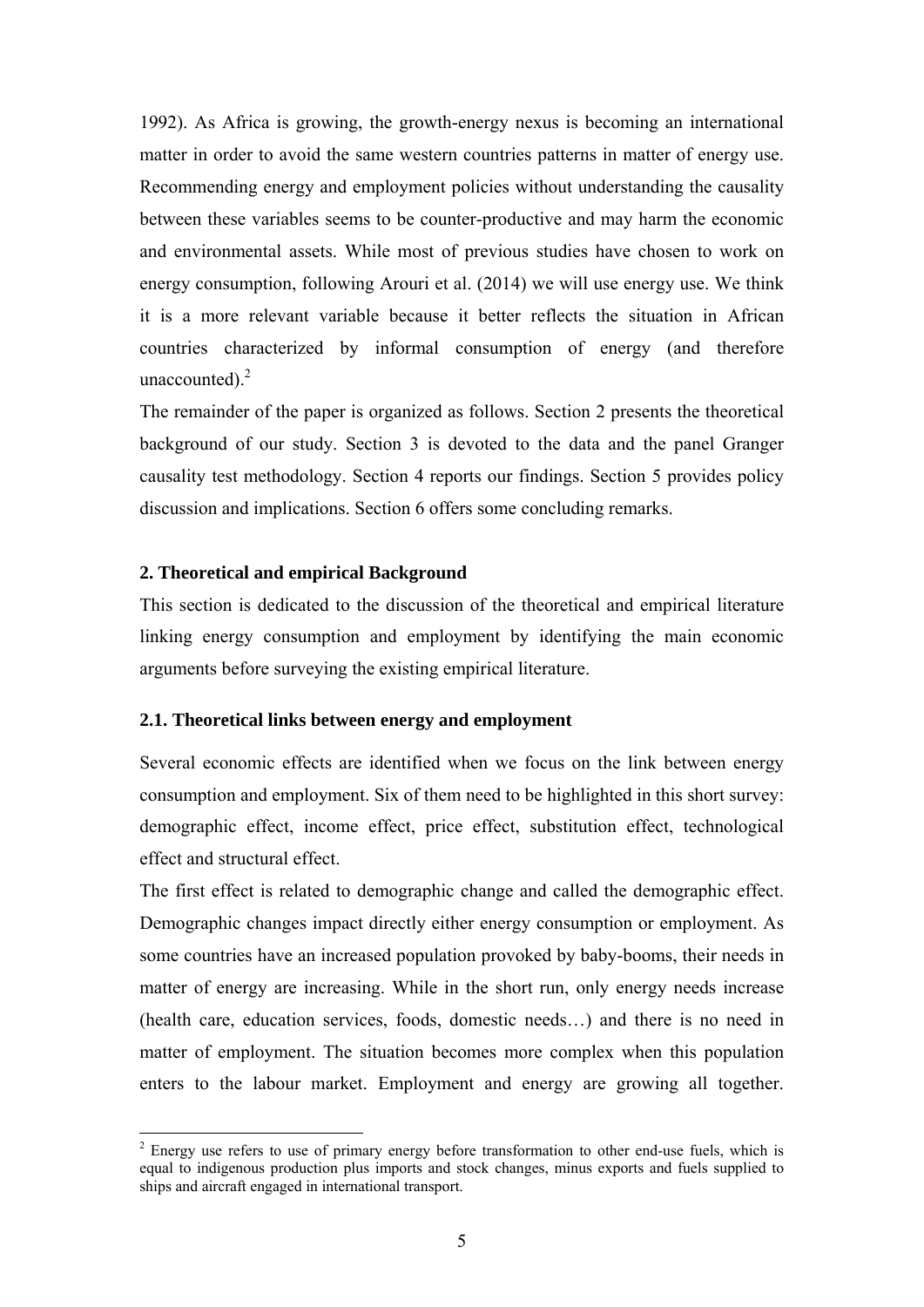1992). As Africa is growing, the growth-energy nexus is becoming an international matter in order to avoid the same western countries patterns in matter of energy use. Recommending energy and employment policies without understanding the causality between these variables seems to be counter-productive and may harm the economic and environmental assets. While most of previous studies have chosen to work on energy consumption, following Arouri et al. (2014) we will use energy use. We think it is a more relevant variable because it better reflects the situation in African countries characterized by informal consumption of energy (and therefore unaccounted).[2]

The remainder of the paper is organized as follows. Section 2 presents the theoretical background of our study. Section 3 is devoted to the data and the panel Granger causality test methodology. Section 4 reports our findings. Section 5 provides policy discussion and implications. Section 6 offers some concluding remarks.

## 2. Theoretical and empirical Background

This section is dedicated to the discussion of the theoretical and empirical literature linking energy consumption and employment by identifying the main economic arguments before surveying the existing empirical literature.

### 2.1. Theoretical links between energy and employment

Several economic effects are identified when we focus on the link between energy consumption and employment. Six of them need to be highlighted in this short survey: demographic effect, income effect, price effect, substitution effect, technological effect and structural effect.

The first effect is related to demographic change and called the demographic effect. Demographic changes impact directly either energy consumption or employment. As some countries have an increased population provoked by baby-booms, their needs in matter of energy are increasing. While in the short run, only energy needs increase (health care, education services, foods, domestic needs…) and there is no need in matter of employment. The situation becomes more complex when this population enters to the labour market. Employment and energy are growing all together.

[2] Energy use refers to use of primary energy before transformation to other end-use fuels, which is equal to indigenous production plus imports and stock changes, minus exports and fuels supplied to ships and aircraft engaged in international transport.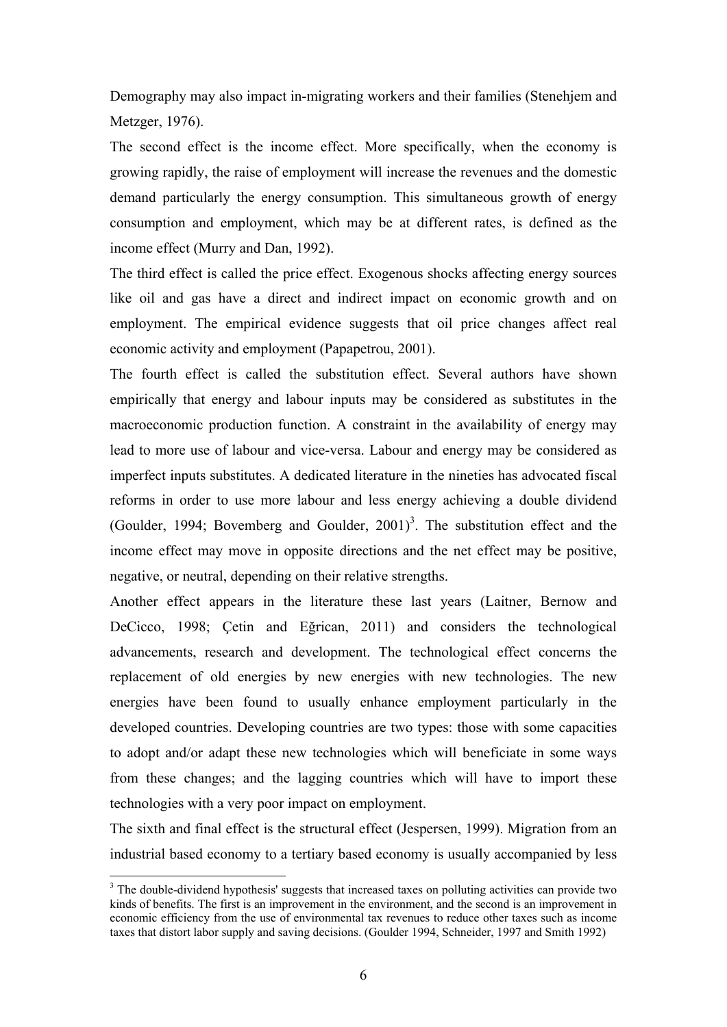Demography may also impact in-migrating workers and their families (Stenehjem and Metzger, 1976).

The second effect is the income effect. More specifically, when the economy is growing rapidly, the raise of employment will increase the revenues and the domestic demand particularly the energy consumption. This simultaneous growth of energy consumption and employment, which may be at different rates, is defined as the income effect (Murry and Dan, 1992).

The third effect is called the price effect. Exogenous shocks affecting energy sources like oil and gas have a direct and indirect impact on economic growth and on employment. The empirical evidence suggests that oil price changes affect real economic activity and employment (Papapetrou, 2001).

The fourth effect is called the substitution effect. Several authors have shown empirically that energy and labour inputs may be considered as substitutes in the macroeconomic production function. A constraint in the availability of energy may lead to more use of labour and vice-versa. Labour and energy may be considered as imperfect inputs substitutes. A dedicated literature in the nineties has advocated fiscal reforms in order to use more labour and less energy achieving a double dividend (Goulder, 1994; Bovemberg and Goulder, 2001)[3]. The substitution effect and the income effect may move in opposite directions and the net effect may be positive, negative, or neutral, depending on their relative strengths.

Another effect appears in the literature these last years (Laitner, Bernow and DeCicco, 1998; Çetin and Eğrican, 2011) and considers the technological advancements, research and development. The technological effect concerns the replacement of old energies by new energies with new technologies. The new energies have been found to usually enhance employment particularly in the developed countries. Developing countries are two types: those with some capacities to adopt and/or adapt these new technologies which will beneficiate in some ways from these changes; and the lagging countries which will have to import these technologies with a very poor impact on employment.

The sixth and final effect is the structural effect (Jespersen, 1999). Migration from an industrial based economy to a tertiary based economy is usually accompanied by less

---

[3] The double-dividend hypothesis' suggests that increased taxes on polluting activities can provide two kinds of benefits. The first is an improvement in the environment, and the second is an improvement in economic efficiency from the use of environmental tax revenues to reduce other taxes such as income taxes that distort labor supply and saving decisions. (Goulder 1994, Schneider, 1997 and Smith 1992)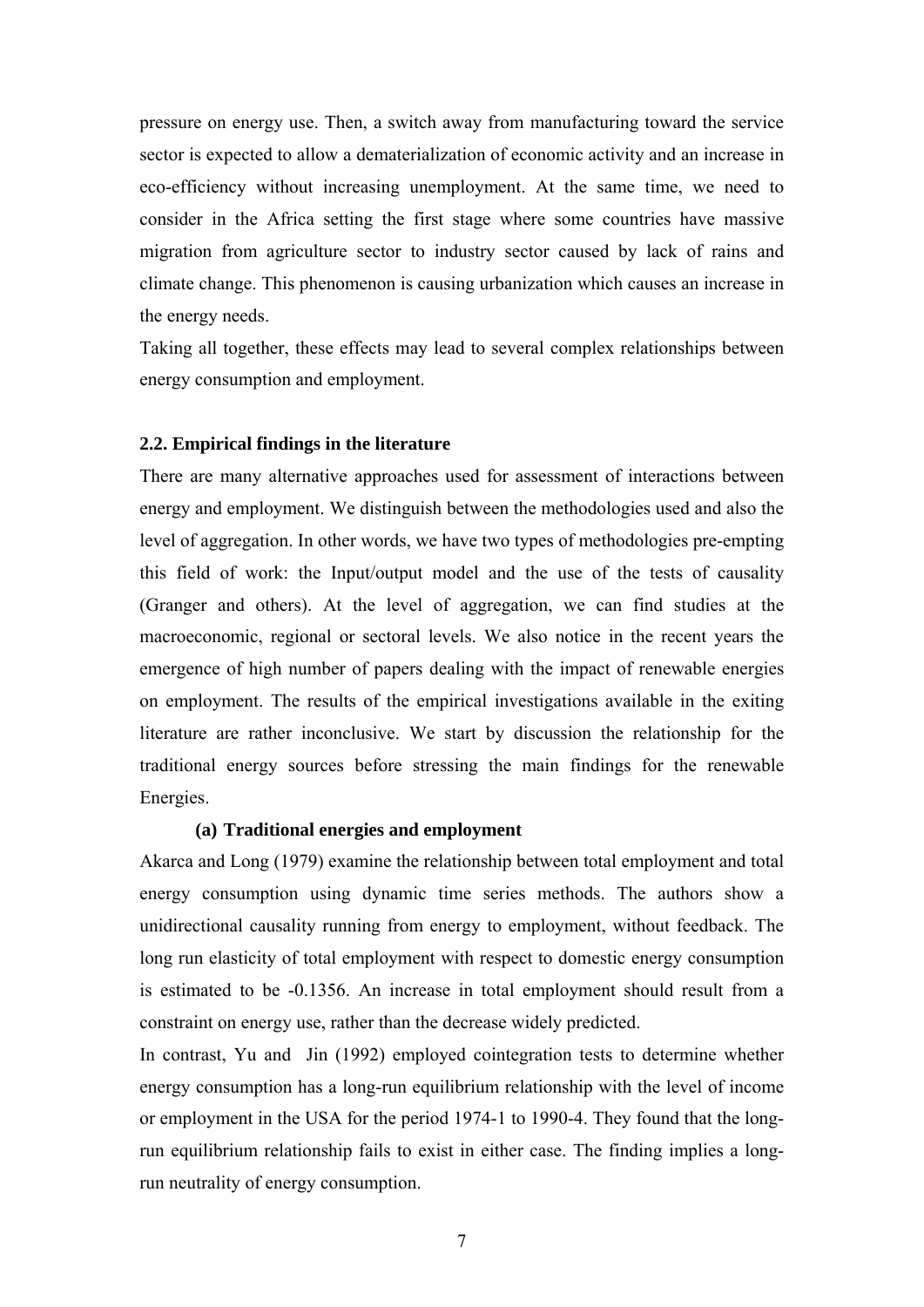pressure on energy use. Then, a switch away from manufacturing toward the service sector is expected to allow a dematerialization of economic activity and an increase in eco-efficiency without increasing unemployment. At the same time, we need to consider in the Africa setting the first stage where some countries have massive migration from agriculture sector to industry sector caused by lack of rains and climate change. This phenomenon is causing urbanization which causes an increase in the energy needs.

Taking all together, these effects may lead to several complex relationships between energy consumption and employment.

### 2.2. Empirical findings in the literature

There are many alternative approaches used for assessment of interactions between energy and employment. We distinguish between the methodologies used and also the level of aggregation. In other words, we have two types of methodologies pre-empting this field of work: the Input/output model and the use of the tests of causality (Granger and others). At the level of aggregation, we can find studies at the macroeconomic, regional or sectoral levels. We also notice in the recent years the emergence of high number of papers dealing with the impact of renewable energies on employment. The results of the empirical investigations available in the exiting literature are rather inconclusive. We start by discussion the relationship for the traditional energy sources before stressing the main findings for the renewable Energies.

#### (a) Traditional energies and employment

Akarca and Long (1979) examine the relationship between total employment and total energy consumption using dynamic time series methods. The authors show a unidirectional causality running from energy to employment, without feedback. The long run elasticity of total employment with respect to domestic energy consumption is estimated to be -0.1356. An increase in total employment should result from a constraint on energy use, rather than the decrease widely predicted.

In contrast, Yu and Jin (1992) employed cointegration tests to determine whether energy consumption has a long-run equilibrium relationship with the level of income or employment in the USA for the period 1974-1 to 1990-4. They found that the long-run equilibrium relationship fails to exist in either case. The finding implies a long-run neutrality of energy consumption.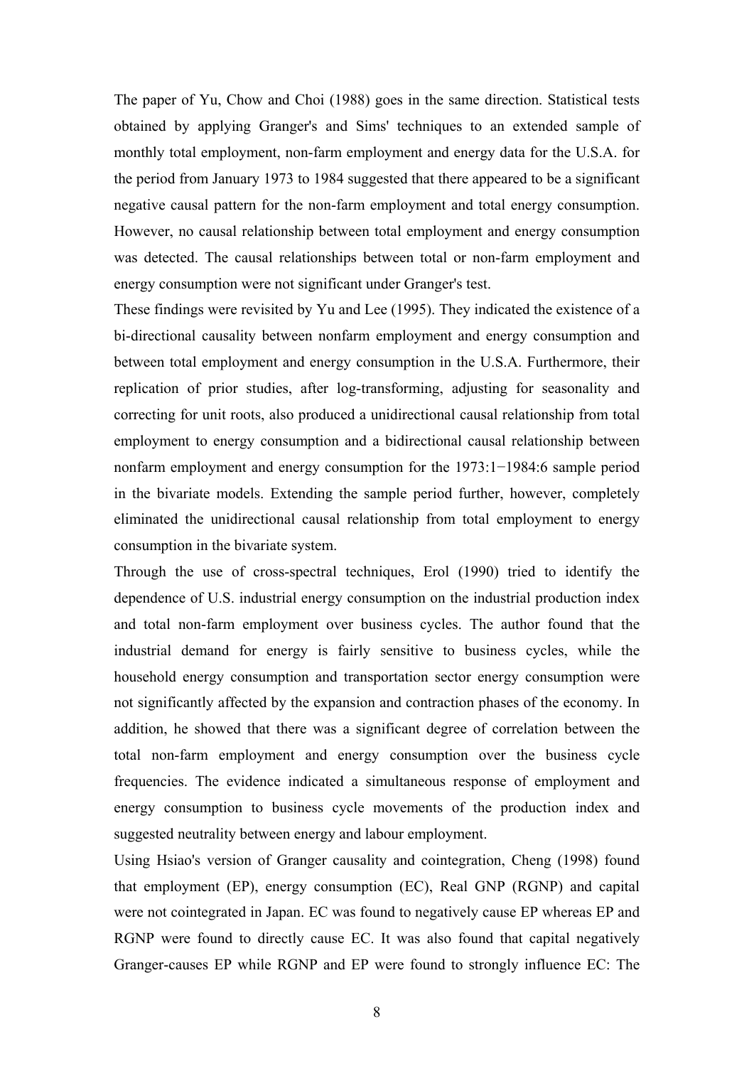The paper of Yu, Chow and Choi (1988) goes in the same direction. Statistical tests obtained by applying Granger's and Sims' techniques to an extended sample of monthly total employment, non-farm employment and energy data for the U.S.A. for the period from January 1973 to 1984 suggested that there appeared to be a significant negative causal pattern for the non-farm employment and total energy consumption. However, no causal relationship between total employment and energy consumption was detected. The causal relationships between total or non-farm employment and energy consumption were not significant under Granger's test.

These findings were revisited by Yu and Lee (1995). They indicated the existence of a bi-directional causality between nonfarm employment and energy consumption and between total employment and energy consumption in the U.S.A. Furthermore, their replication of prior studies, after log-transforming, adjusting for seasonality and correcting for unit roots, also produced a unidirectional causal relationship from total employment to energy consumption and a bidirectional causal relationship between nonfarm employment and energy consumption for the 1973:1−1984:6 sample period in the bivariate models. Extending the sample period further, however, completely eliminated the unidirectional causal relationship from total employment to energy consumption in the bivariate system.

Through the use of cross-spectral techniques, Erol (1990) tried to identify the dependence of U.S. industrial energy consumption on the industrial production index and total non-farm employment over business cycles. The author found that the industrial demand for energy is fairly sensitive to business cycles, while the household energy consumption and transportation sector energy consumption were not significantly affected by the expansion and contraction phases of the economy. In addition, he showed that there was a significant degree of correlation between the total non-farm employment and energy consumption over the business cycle frequencies. The evidence indicated a simultaneous response of employment and energy consumption to business cycle movements of the production index and suggested neutrality between energy and labour employment.

Using Hsiao's version of Granger causality and cointegration, Cheng (1998) found that employment (EP), energy consumption (EC), Real GNP (RGNP) and capital were not cointegrated in Japan. EC was found to negatively cause EP whereas EP and RGNP were found to directly cause EC. It was also found that capital negatively Granger-causes EP while RGNP and EP were found to strongly influence EC: The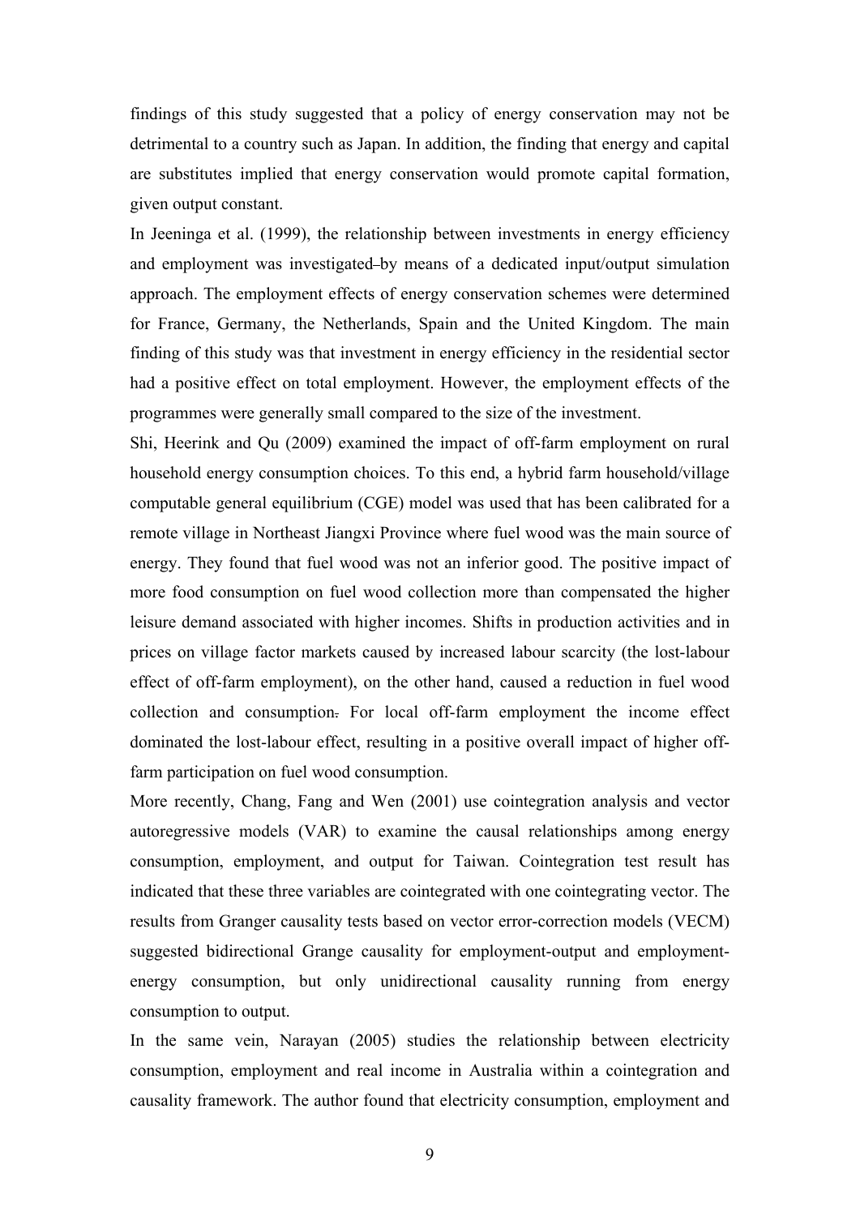findings of this study suggested that a policy of energy conservation may not be detrimental to a country such as Japan. In addition, the finding that energy and capital are substitutes implied that energy conservation would promote capital formation, given output constant.

In Jeeninga et al. (1999), the relationship between investments in energy efficiency and employment was investigated by means of a dedicated input/output simulation approach. The employment effects of energy conservation schemes were determined for France, Germany, the Netherlands, Spain and the United Kingdom. The main finding of this study was that investment in energy efficiency in the residential sector had a positive effect on total employment. However, the employment effects of the programmes were generally small compared to the size of the investment.

Shi, Heerink and Qu (2009) examined the impact of off-farm employment on rural household energy consumption choices. To this end, a hybrid farm household/village computable general equilibrium (CGE) model was used that has been calibrated for a remote village in Northeast Jiangxi Province where fuel wood was the main source of energy. They found that fuel wood was not an inferior good. The positive impact of more food consumption on fuel wood collection more than compensated the higher leisure demand associated with higher incomes. Shifts in production activities and in prices on village factor markets caused by increased labour scarcity (the lost-labour effect of off-farm employment), on the other hand, caused a reduction in fuel wood collection and consumption. For local off-farm employment the income effect dominated the lost-labour effect, resulting in a positive overall impact of higher off-farm participation on fuel wood consumption.

More recently, Chang, Fang and Wen (2001) use cointegration analysis and vector autoregressive models (VAR) to examine the causal relationships among energy consumption, employment, and output for Taiwan. Cointegration test result has indicated that these three variables are cointegrated with one cointegrating vector. The results from Granger causality tests based on vector error-correction models (VECM) suggested bidirectional Grange causality for employment-output and employment-energy consumption, but only unidirectional causality running from energy consumption to output.

In the same vein, Narayan (2005) studies the relationship between electricity consumption, employment and real income in Australia within a cointegration and causality framework. The author found that electricity consumption, employment and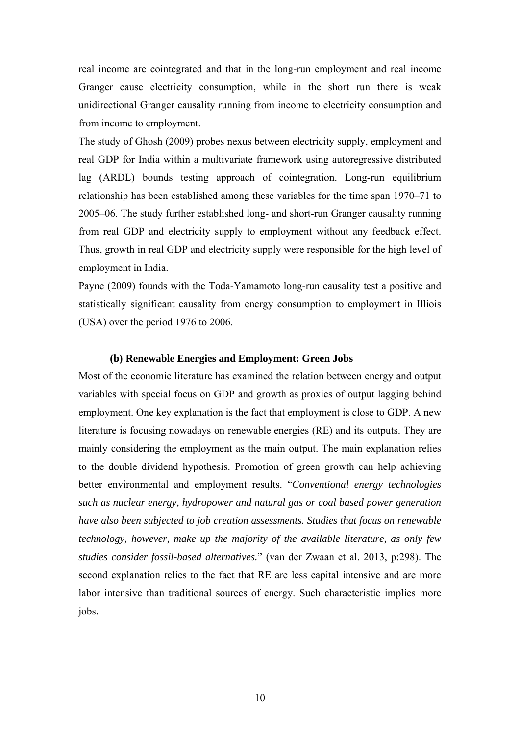real income are cointegrated and that in the long-run employment and real income Granger cause electricity consumption, while in the short run there is weak unidirectional Granger causality running from income to electricity consumption and from income to employment.

The study of Ghosh (2009) probes nexus between electricity supply, employment and real GDP for India within a multivariate framework using autoregressive distributed lag (ARDL) bounds testing approach of cointegration. Long-run equilibrium relationship has been established among these variables for the time span 1970–71 to 2005–06. The study further established long- and short-run Granger causality running from real GDP and electricity supply to employment without any feedback effect. Thus, growth in real GDP and electricity supply were responsible for the high level of employment in India.

Payne (2009) founds with the Toda-Yamamoto long-run causality test a positive and statistically significant causality from energy consumption to employment in Illiois (USA) over the period 1976 to 2006.

### (b) Renewable Energies and Employment: Green Jobs

Most of the economic literature has examined the relation between energy and output variables with special focus on GDP and growth as proxies of output lagging behind employment. One key explanation is the fact that employment is close to GDP. A new literature is focusing nowadays on renewable energies (RE) and its outputs. They are mainly considering the employment as the main output. The main explanation relies to the double dividend hypothesis. Promotion of green growth can help achieving better environmental and employment results. "*Conventional energy technologies such as nuclear energy, hydropower and natural gas or coal based power generation have also been subjected to job creation assessments. Studies that focus on renewable technology, however, make up the majority of the available literature, as only few studies consider fossil-based alternatives.*" (van der Zwaan et al. 2013, p:298). The second explanation relies to the fact that RE are less capital intensive and are more labor intensive than traditional sources of energy. Such characteristic implies more jobs.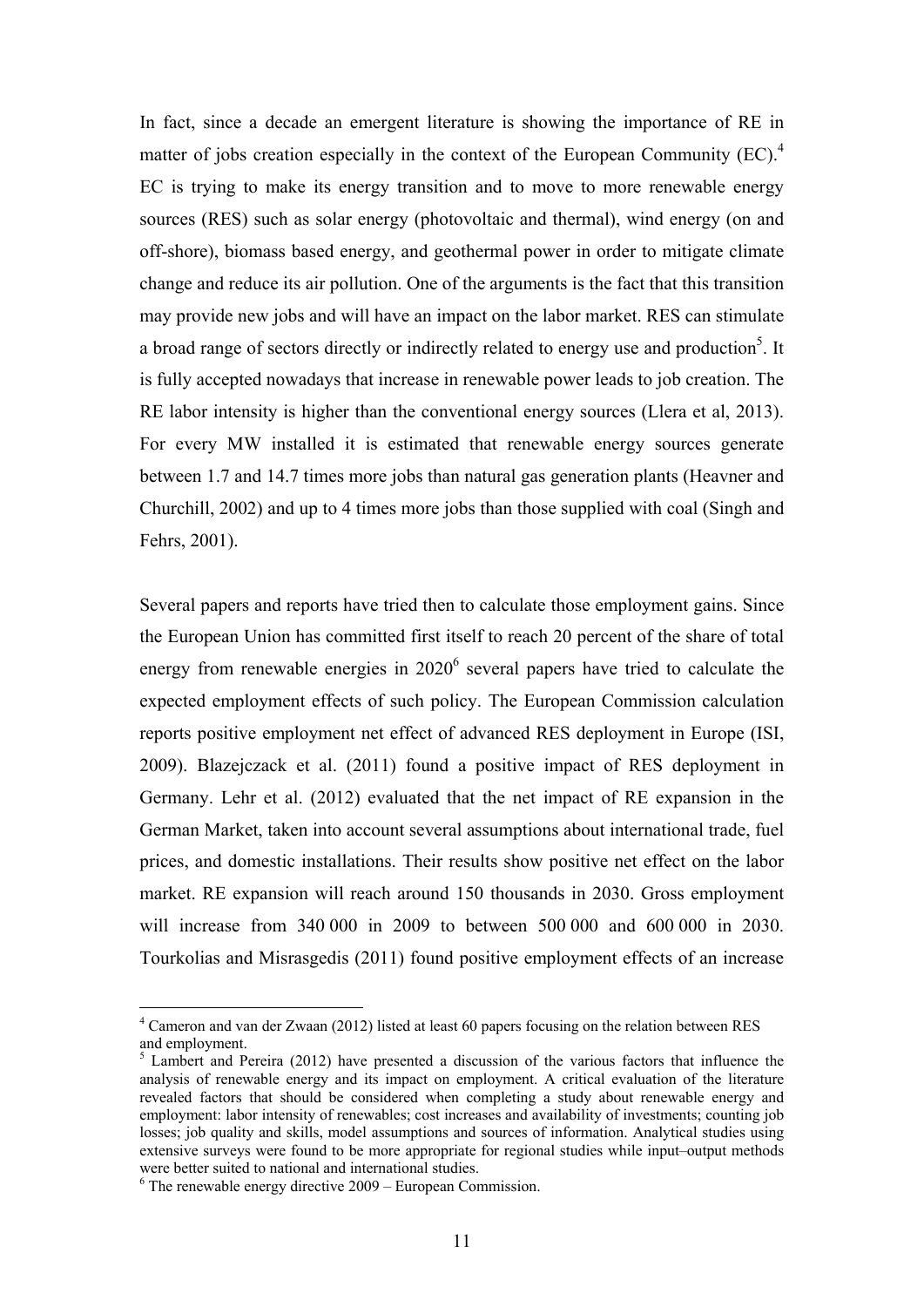In fact, since a decade an emergent literature is showing the importance of RE in matter of jobs creation especially in the context of the European Community (EC).[4] EC is trying to make its energy transition and to move to more renewable energy sources (RES) such as solar energy (photovoltaic and thermal), wind energy (on and off-shore), biomass based energy, and geothermal power in order to mitigate climate change and reduce its air pollution. One of the arguments is the fact that this transition may provide new jobs and will have an impact on the labor market. RES can stimulate a broad range of sectors directly or indirectly related to energy use and production[5]. It is fully accepted nowadays that increase in renewable power leads to job creation. The RE labor intensity is higher than the conventional energy sources (Llera et al, 2013). For every MW installed it is estimated that renewable energy sources generate between 1.7 and 14.7 times more jobs than natural gas generation plants (Heavner and Churchill, 2002) and up to 4 times more jobs than those supplied with coal (Singh and Fehrs, 2001).

Several papers and reports have tried then to calculate those employment gains. Since the European Union has committed first itself to reach 20 percent of the share of total energy from renewable energies in 2020[6] several papers have tried to calculate the expected employment effects of such policy. The European Commission calculation reports positive employment net effect of advanced RES deployment in Europe (ISI, 2009). Blazejczack et al. (2011) found a positive impact of RES deployment in Germany. Lehr et al. (2012) evaluated that the net impact of RE expansion in the German Market, taken into account several assumptions about international trade, fuel prices, and domestic installations. Their results show positive net effect on the labor market. RE expansion will reach around 150 thousands in 2030. Gross employment will increase from 340 000 in 2009 to between 500 000 and 600 000 in 2030. Tourkolias and Misrasgedis (2011) found positive employment effects of an increase

---

[4] Cameron and van der Zwaan (2012) listed at least 60 papers focusing on the relation between RES and employment.

[5] Lambert and Pereira (2012) have presented a discussion of the various factors that influence the analysis of renewable energy and its impact on employment. A critical evaluation of the literature revealed factors that should be considered when completing a study about renewable energy and employment: labor intensity of renewables; cost increases and availability of investments; counting job losses; job quality and skills, model assumptions and sources of information. Analytical studies using extensive surveys were found to be more appropriate for regional studies while input–output methods were better suited to national and international studies.

[6] The renewable energy directive 2009 – European Commission.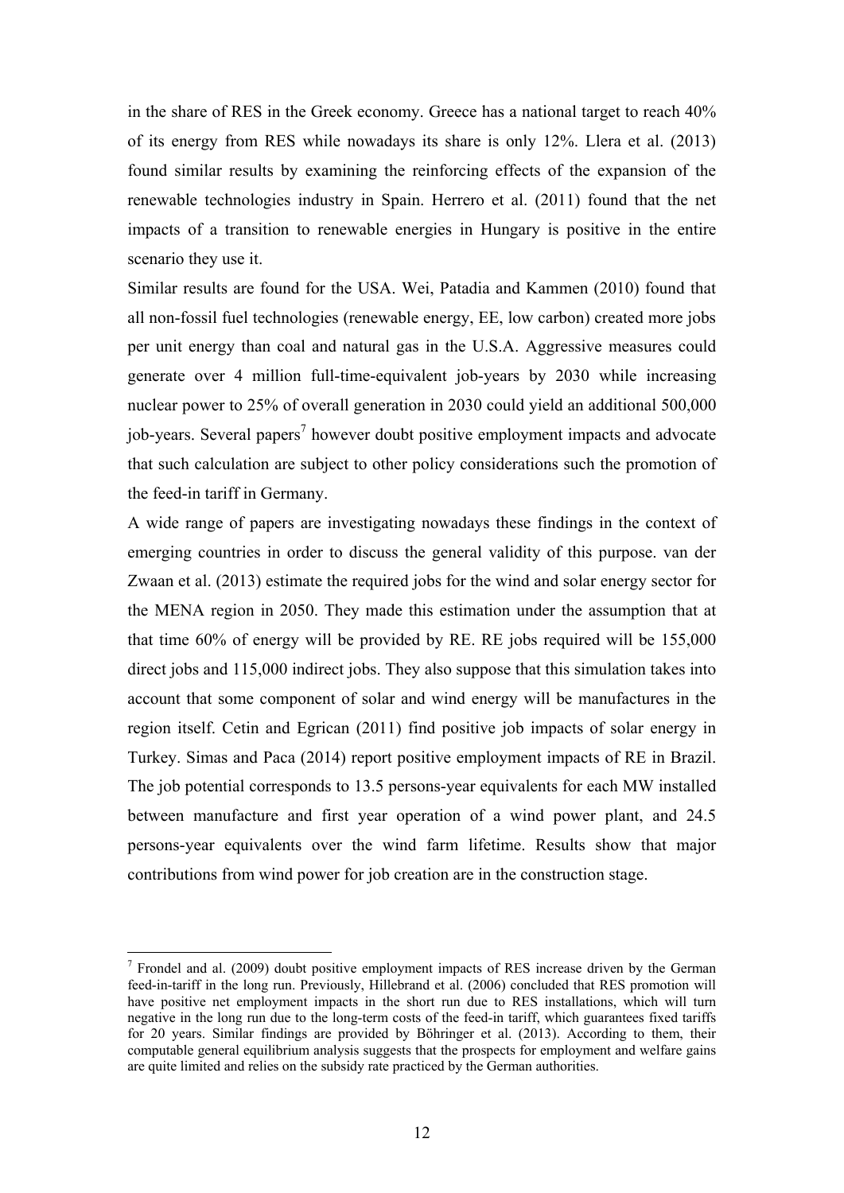in the share of RES in the Greek economy. Greece has a national target to reach 40% of its energy from RES while nowadays its share is only 12%. Llera et al. (2013) found similar results by examining the reinforcing effects of the expansion of the renewable technologies industry in Spain. Herrero et al. (2011) found that the net impacts of a transition to renewable energies in Hungary is positive in the entire scenario they use it.

Similar results are found for the USA. Wei, Patadia and Kammen (2010) found that all non-fossil fuel technologies (renewable energy, EE, low carbon) created more jobs per unit energy than coal and natural gas in the U.S.A. Aggressive measures could generate over 4 million full-time-equivalent job-years by 2030 while increasing nuclear power to 25% of overall generation in 2030 could yield an additional 500,000 job-years. Several papers[7] however doubt positive employment impacts and advocate that such calculation are subject to other policy considerations such the promotion of the feed-in tariff in Germany.

A wide range of papers are investigating nowadays these findings in the context of emerging countries in order to discuss the general validity of this purpose. van der Zwaan et al. (2013) estimate the required jobs for the wind and solar energy sector for the MENA region in 2050. They made this estimation under the assumption that at that time 60% of energy will be provided by RE. RE jobs required will be 155,000 direct jobs and 115,000 indirect jobs. They also suppose that this simulation takes into account that some component of solar and wind energy will be manufactures in the region itself. Cetin and Egrican (2011) find positive job impacts of solar energy in Turkey. Simas and Paca (2014) report positive employment impacts of RE in Brazil. The job potential corresponds to 13.5 persons-year equivalents for each MW installed between manufacture and first year operation of a wind power plant, and 24.5 persons-year equivalents over the wind farm lifetime. Results show that major contributions from wind power for job creation are in the construction stage.

[7] Frondel and al. (2009) doubt positive employment impacts of RES increase driven by the German feed-in-tariff in the long run. Previously, Hillebrand et al. (2006) concluded that RES promotion will have positive net employment impacts in the short run due to RES installations, which will turn negative in the long run due to the long-term costs of the feed-in tariff, which guarantees fixed tariffs for 20 years. Similar findings are provided by Böhringer et al. (2013). According to them, their computable general equilibrium analysis suggests that the prospects for employment and welfare gains are quite limited and relies on the subsidy rate practiced by the German authorities.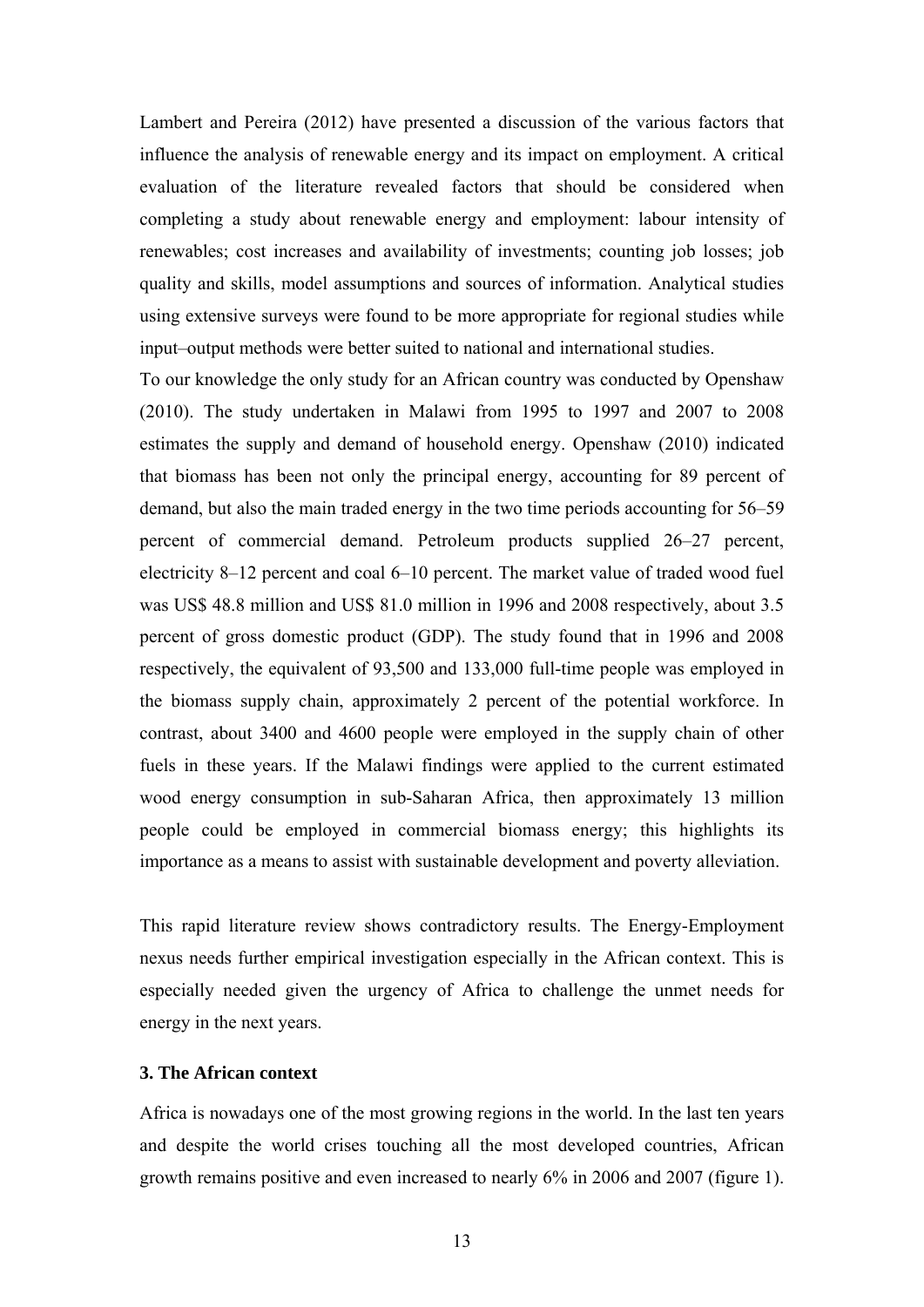Lambert and Pereira (2012) have presented a discussion of the various factors that influence the analysis of renewable energy and its impact on employment. A critical evaluation of the literature revealed factors that should be considered when completing a study about renewable energy and employment: labour intensity of renewables; cost increases and availability of investments; counting job losses; job quality and skills, model assumptions and sources of information. Analytical studies using extensive surveys were found to be more appropriate for regional studies while input–output methods were better suited to national and international studies.

To our knowledge the only study for an African country was conducted by Openshaw (2010). The study undertaken in Malawi from 1995 to 1997 and 2007 to 2008 estimates the supply and demand of household energy. Openshaw (2010) indicated that biomass has been not only the principal energy, accounting for 89 percent of demand, but also the main traded energy in the two time periods accounting for 56–59 percent of commercial demand. Petroleum products supplied 26–27 percent, electricity 8–12 percent and coal 6–10 percent. The market value of traded wood fuel was US$ 48.8 million and US$ 81.0 million in 1996 and 2008 respectively, about 3.5 percent of gross domestic product (GDP). The study found that in 1996 and 2008 respectively, the equivalent of 93,500 and 133,000 full-time people was employed in the biomass supply chain, approximately 2 percent of the potential workforce. In contrast, about 3400 and 4600 people were employed in the supply chain of other fuels in these years. If the Malawi findings were applied to the current estimated wood energy consumption in sub-Saharan Africa, then approximately 13 million people could be employed in commercial biomass energy; this highlights its importance as a means to assist with sustainable development and poverty alleviation.

This rapid literature review shows contradictory results. The Energy-Employment nexus needs further empirical investigation especially in the African context. This is especially needed given the urgency of Africa to challenge the unmet needs for energy in the next years.

### 3. The African context

Africa is nowadays one of the most growing regions in the world. In the last ten years and despite the world crises touching all the most developed countries, African growth remains positive and even increased to nearly 6% in 2006 and 2007 (figure 1).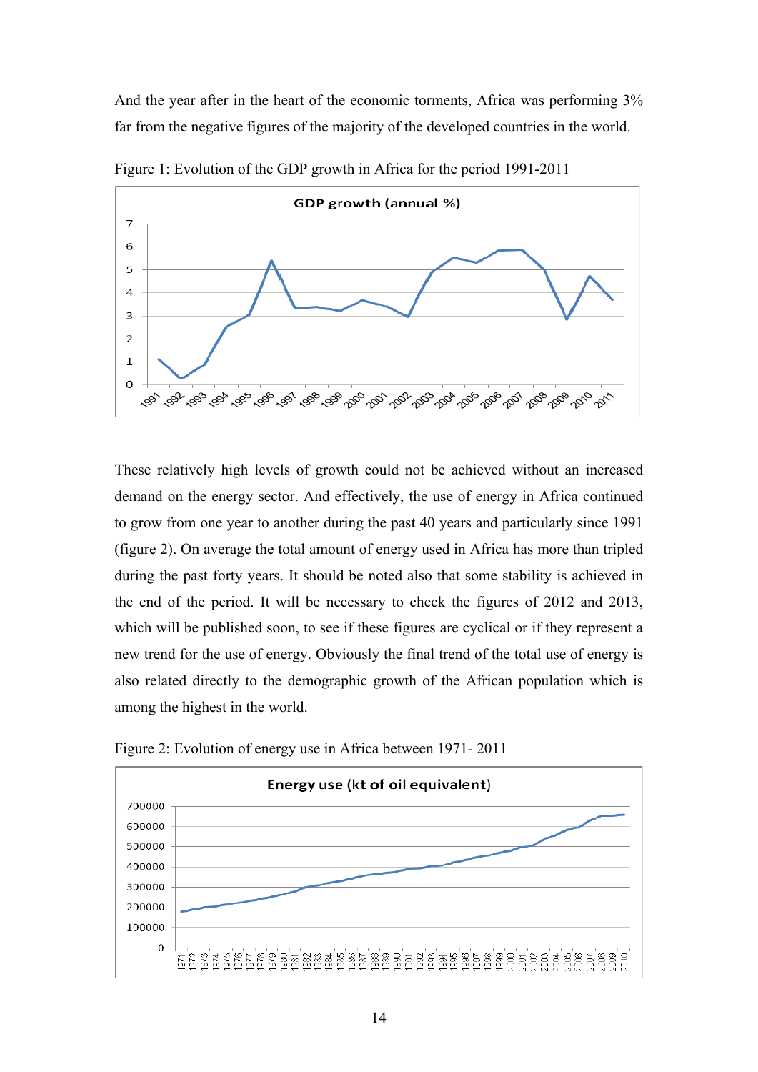And the year after in the heart of the economic torments, Africa was performing 3% far from the negative figures of the majority of the developed countries in the world.

Figure 1: Evolution of the GDP growth in Africa for the period 1991-2011

These relatively high levels of growth could not be achieved without an increased demand on the energy sector. And effectively, the use of energy in Africa continued to grow from one year to another during the past 40 years and particularly since 1991 (figure 2). On average the total amount of energy used in Africa has more than tripled during the past forty years. It should be noted also that some stability is achieved in the end of the period. It will be necessary to check the figures of 2012 and 2013, which will be published soon, to see if these figures are cyclical or if they represent a new trend for the use of energy. Obviously the final trend of the total use of energy is also related directly to the demographic growth of the African population which is among the highest in the world.

Figure 2: Evolution of energy use in Africa between 1971- 2011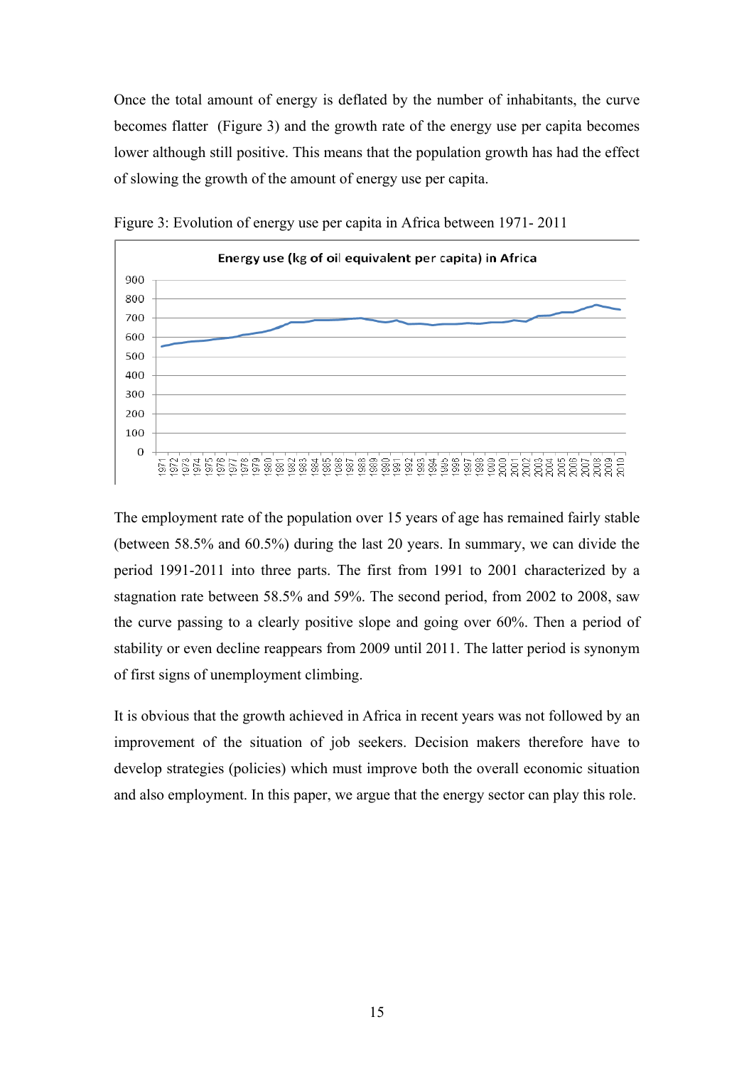Once the total amount of energy is deflated by the number of inhabitants, the curve becomes flatter (Figure 3) and the growth rate of the energy use per capita becomes lower although still positive. This means that the population growth has had the effect of slowing the growth of the amount of energy use per capita.

Figure 3: Evolution of energy use per capita in Africa between 1971- 2011

The employment rate of the population over 15 years of age has remained fairly stable (between 58.5% and 60.5%) during the last 20 years. In summary, we can divide the period 1991-2011 into three parts. The first from 1991 to 2001 characterized by a stagnation rate between 58.5% and 59%. The second period, from 2002 to 2008, saw the curve passing to a clearly positive slope and going over 60%. Then a period of stability or even decline reappears from 2009 until 2011. The latter period is synonym of first signs of unemployment climbing.

It is obvious that the growth achieved in Africa in recent years was not followed by an improvement of the situation of job seekers. Decision makers therefore have to develop strategies (policies) which must improve both the overall economic situation and also employment. In this paper, we argue that the energy sector can play this role.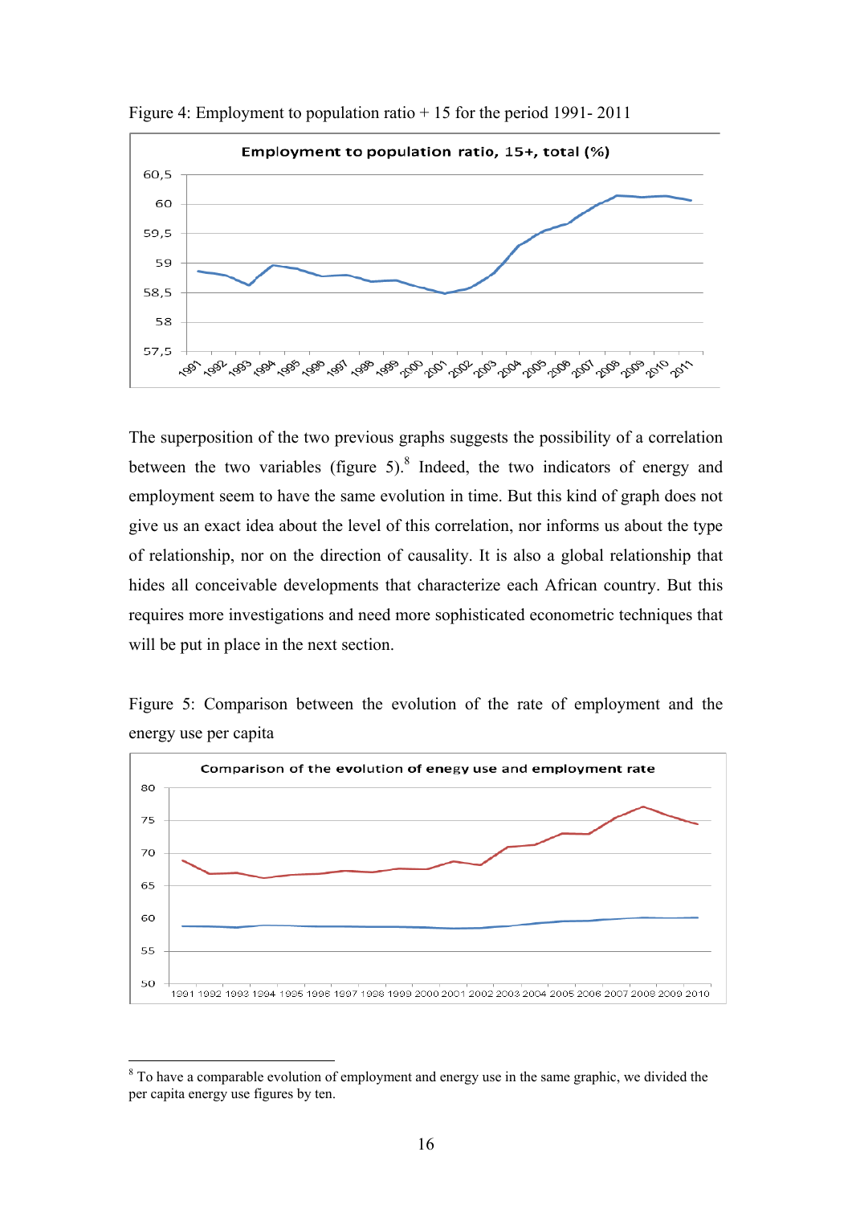Figure 4: Employment to population ratio + 15 for the period 1991- 2011

The superposition of the two previous graphs suggests the possibility of a correlation between the two variables (figure 5).[8] Indeed, the two indicators of energy and employment seem to have the same evolution in time. But this kind of graph does not give us an exact idea about the level of this correlation, nor informs us about the type of relationship, nor on the direction of causality. It is also a global relationship that hides all conceivable developments that characterize each African country. But this requires more investigations and need more sophisticated econometric techniques that will be put in place in the next section.

Figure 5: Comparison between the evolution of the rate of employment and the energy use per capita

[8] To have a comparable evolution of employment and energy use in the same graphic, we divided the per capita energy use figures by ten.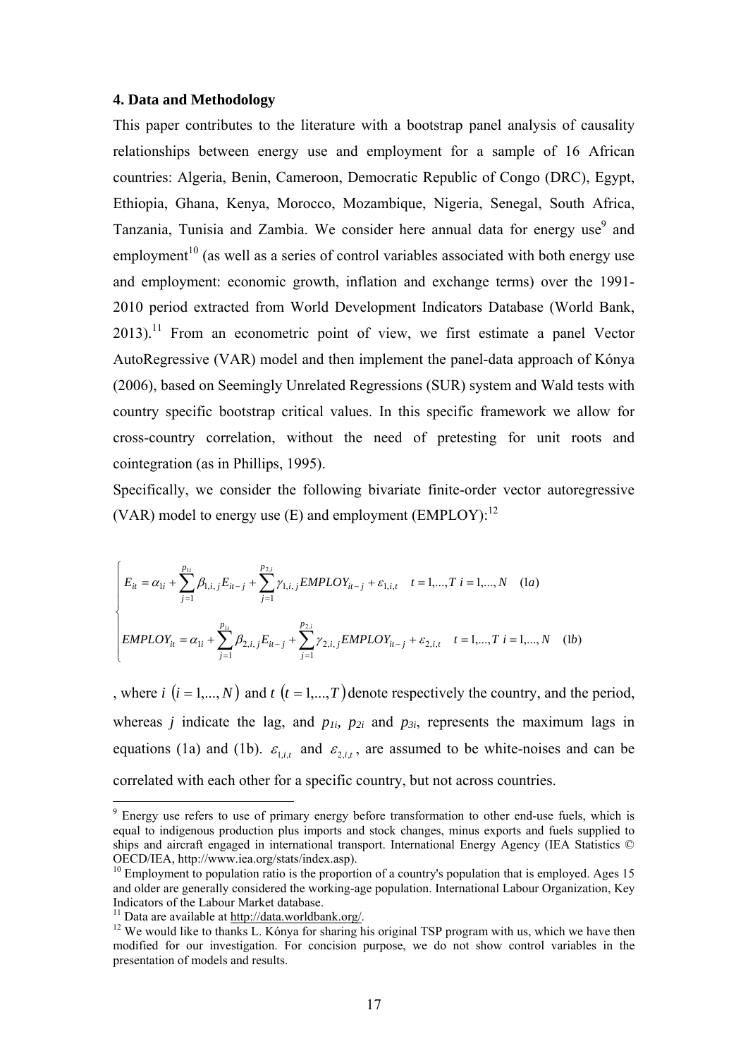### 4. Data and Methodology

This paper contributes to the literature with a bootstrap panel analysis of causality relationships between energy use and employment for a sample of 16 African countries: Algeria, Benin, Cameroon, Democratic Republic of Congo (DRC), Egypt, Ethiopia, Ghana, Kenya, Morocco, Mozambique, Nigeria, Senegal, South Africa, Tanzania, Tunisia and Zambia. We consider here annual data for energy use[9] and employment[10] (as well as a series of control variables associated with both energy use and employment: economic growth, inflation and exchange terms) over the 1991-2010 period extracted from World Development Indicators Database (World Bank, 2013).[11] From an econometric point of view, we first estimate a panel Vector AutoRegressive (VAR) model and then implement the panel-data approach of Kónya (2006), based on Seemingly Unrelated Regressions (SUR) system and Wald tests with country specific bootstrap critical values. In this specific framework we allow for cross-country correlation, without the need of pretesting for unit roots and cointegration (as in Phillips, 1995).

Specifically, we consider the following bivariate finite-order vector autoregressive (VAR) model to energy use (E) and employment (EMPLOY):[12]

$$
\begin{cases}
E_{it} = \alpha_{1i} + \sum_{j=1}^{p_{1i}} \beta_{1,i,j} E_{it-j} + \sum_{j=1}^{p_{2,i}} \gamma_{1,i,j} EMPLOY_{it-j} + \varepsilon_{1,i,t} \quad t = 1,...,T \; i = 1,...,N \quad (1a) \\
EMPLOY_{it} = \alpha_{1i} + \sum_{j=1}^{p_{1i}} \beta_{2,i,j} E_{it-j} + \sum_{j=1}^{p_{2,i}} \gamma_{2,i,j} EMPLOY_{it-j} + \varepsilon_{2,i,t} \quad t = 1,...,T \; i = 1,...,N \quad (1b)
\end{cases}
$$

, where $i \; (i = 1,...,N)$ and $t \; (t = 1,...,T)$ denote respectively the country, and the period, whereas $j$ indicate the lag, and $p_{1i}$, $p_{2i}$ and $p_{3i}$, represents the maximum lags in equations (1a) and (1b). $\varepsilon_{1,i,t}$ and $\varepsilon_{2,i,t}$, are assumed to be white-noises and can be correlated with each other for a specific country, but not across countries.

---

[9] Energy use refers to use of primary energy before transformation to other end-use fuels, which is equal to indigenous production plus imports and stock changes, minus exports and fuels supplied to ships and aircraft engaged in international transport. International Energy Agency (IEA Statistics © OECD/IEA, http://www.iea.org/stats/index.asp).

[10] Employment to population ratio is the proportion of a country's population that is employed. Ages 15 and older are generally considered the working-age population. International Labour Organization, Key Indicators of the Labour Market database.

[11] Data are available at http://data.worldbank.org/.

[12] We would like to thanks L. Kónya for sharing his original TSP program with us, which we have then modified for our investigation. For concision purpose, we do not show control variables in the presentation of models and results.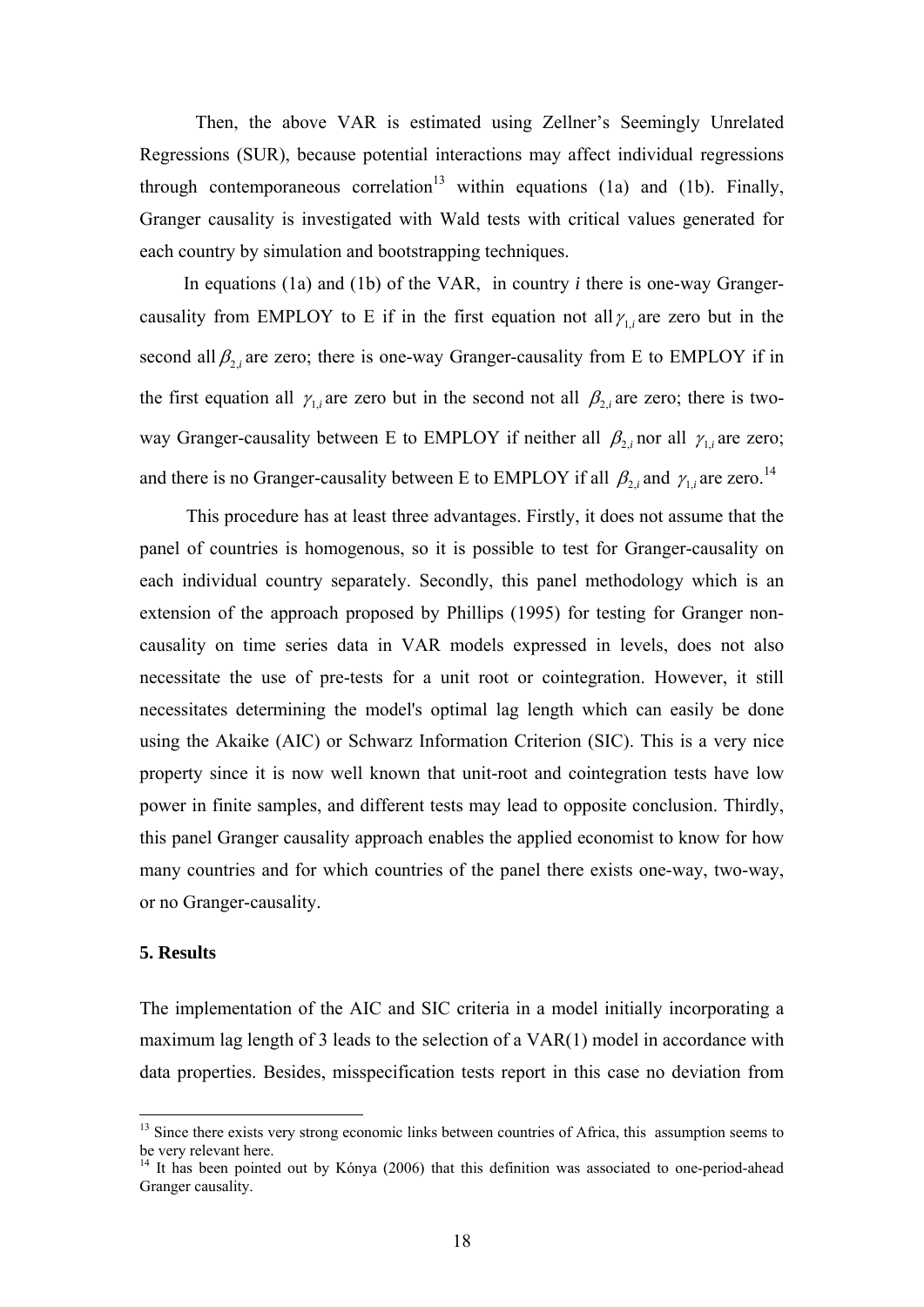Then, the above VAR is estimated using Zellner's Seemingly Unrelated Regressions (SUR), because potential interactions may affect individual regressions through contemporaneous correlation[13] within equations (1a) and (1b). Finally, Granger causality is investigated with Wald tests with critical values generated for each country by simulation and bootstrapping techniques.

In equations (1a) and (1b) of the VAR, in country *i* there is one-way Granger-causality from EMPLOY to E if in the first equation not all $\gamma_{1,i}$ are zero but in the second all $\beta_{2,i}$ are zero; there is one-way Granger-causality from E to EMPLOY if in the first equation all $\gamma_{1,i}$ are zero but in the second not all $\beta_{2,i}$ are zero; there is two-way Granger-causality between E to EMPLOY if neither all $\beta_{2,i}$ nor all $\gamma_{1,i}$ are zero; and there is no Granger-causality between E to EMPLOY if all $\beta_{2,i}$ and $\gamma_{1,i}$ are zero.[14]

This procedure has at least three advantages. Firstly, it does not assume that the panel of countries is homogenous, so it is possible to test for Granger-causality on each individual country separately. Secondly, this panel methodology which is an extension of the approach proposed by Phillips (1995) for testing for Granger non-causality on time series data in VAR models expressed in levels, does not also necessitate the use of pre-tests for a unit root or cointegration. However, it still necessitates determining the model's optimal lag length which can easily be done using the Akaike (AIC) or Schwarz Information Criterion (SIC). This is a very nice property since it is now well known that unit-root and cointegration tests have low power in finite samples, and different tests may lead to opposite conclusion. Thirdly, this panel Granger causality approach enables the applied economist to know for how many countries and for which countries of the panel there exists one-way, two-way, or no Granger-causality.

## 5. Results

The implementation of the AIC and SIC criteria in a model initially incorporating a maximum lag length of 3 leads to the selection of a VAR(1) model in accordance with data properties. Besides, misspecification tests report in this case no deviation from

---

[13] Since there exists very strong economic links between countries of Africa, this assumption seems to be very relevant here.

[14] It has been pointed out by Kónya (2006) that this definition was associated to one-period-ahead Granger causality.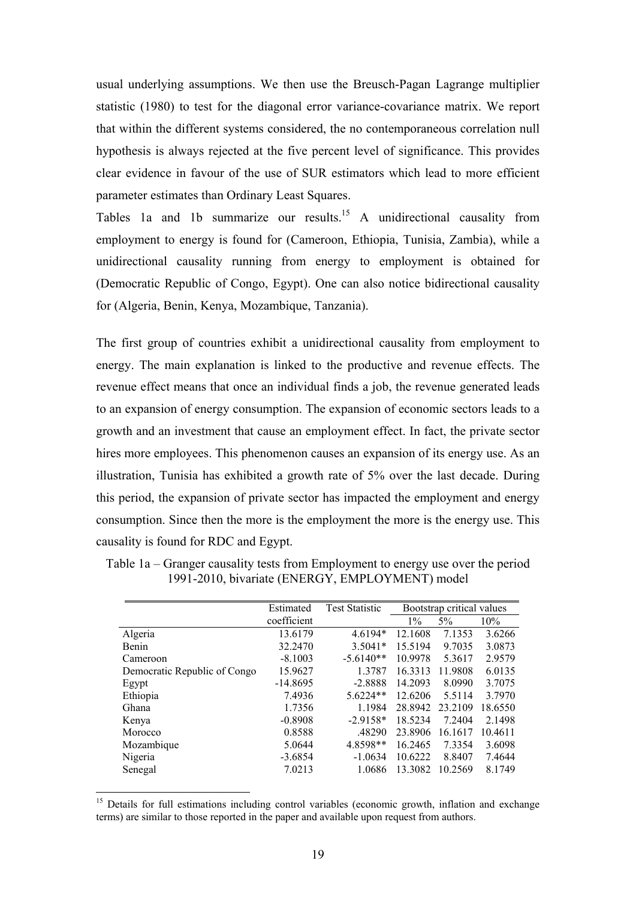usual underlying assumptions. We then use the Breusch-Pagan Lagrange multiplier statistic (1980) to test for the diagonal error variance-covariance matrix. We report that within the different systems considered, the no contemporaneous correlation null hypothesis is always rejected at the five percent level of significance. This provides clear evidence in favour of the use of SUR estimators which lead to more efficient parameter estimates than Ordinary Least Squares.

Tables 1a and 1b summarize our results.[15] A unidirectional causality from employment to energy is found for (Cameroon, Ethiopia, Tunisia, Zambia), while a unidirectional causality running from energy to employment is obtained for (Democratic Republic of Congo, Egypt). One can also notice bidirectional causality for (Algeria, Benin, Kenya, Mozambique, Tanzania).

The first group of countries exhibit a unidirectional causality from employment to energy. The main explanation is linked to the productive and revenue effects. The revenue effect means that once an individual finds a job, the revenue generated leads to an expansion of energy consumption. The expansion of economic sectors leads to a growth and an investment that cause an employment effect. In fact, the private sector hires more employees. This phenomenon causes an expansion of its energy use. As an illustration, Tunisia has exhibited a growth rate of 5% over the last decade. During this period, the expansion of private sector has impacted the employment and energy consumption. Since then the more is the employment the more is the energy use. This causality is found for RDC and Egypt.

Table 1a – Granger causality tests from Employment to energy use over the period 1991-2010, bivariate (ENERGY, EMPLOYMENT) model

| | Estimated coefficient | Test Statistic | Bootstrap critical values | | |
|---|---|---|---|---|---|
| | | | 1% | 5% | 10% |
| Algeria | 13.6179 | 4.6194* | 12.1608 | 7.1353 | 3.6266 |
| Benin | 32.2470 | 3.5041* | 15.5194 | 9.7035 | 3.0873 |
| Cameroon | -8.1003 | -5.6140** | 10.9978 | 5.3617 | 2.9579 |
| Democratic Republic of Congo | 15.9627 | 1.3787 | 16.3313 | 11.9808 | 6.0135 |
| Egypt | -14.8695 | -2.8888 | 14.2093 | 8.0990 | 3.7075 |
| Ethiopia | 7.4936 | 5.6224** | 12.6206 | 5.5114 | 3.7970 |
| Ghana | 1.7356 | 1.1984 | 28.8942 | 23.2109 | 18.6550 |
| Kenya | -0.8908 | -2.9158* | 18.5234 | 7.2404 | 2.1498 |
| Morocco | 0.8588 | .48290 | 23.8906 | 16.1617 | 10.4611 |
| Mozambique | 5.0644 | 4.8598** | 16.2465 | 7.3354 | 3.6098 |
| Nigeria | -3.6854 | -1.0634 | 10.6222 | 8.8407 | 7.4644 |
| Senegal | 7.0213 | 1.0686 | 13.3082 | 10.2569 | 8.1749 |

[15] Details for full estimations including control variables (economic growth, inflation and exchange terms) are similar to those reported in the paper and available upon request from authors.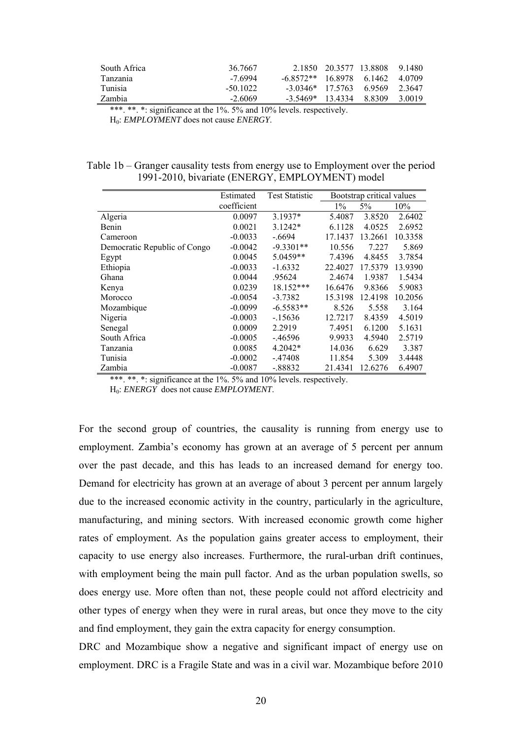| | | | | | |
|---|---|---|---|---|---|
| South Africa | 36.7667 | 2.1850 | 20.3577 | 13.8808 | 9.1480 |
| Tanzania | -7.6994 | -6.8572** | 16.8978 | 6.1462 | 4.0709 |
| Tunisia | -50.1022 | -3.0346* | 17.5763 | 6.9569 | 2.3647 |
| Zambia | -2.6069 | -3.5469* | 13.4334 | 8.8309 | 3.0019 |

***. **. *: significance at the 1%. 5% and 10% levels. respectively.

$H_0$: *EMPLOYMENT* does not cause *ENERGY*.

Table 1b – Granger causality tests from energy use to Employment over the period 1991-2010, bivariate (ENERGY, EMPLOYMENT) model

| | Estimated coefficient | Test Statistic | Bootstrap critical values | | |
|---|---|---|---|---|---|
| | | | 1% | 5% | 10% |
| Algeria | 0.0097 | 3.1937* | 5.4087 | 3.8520 | 2.6402 |
| Benin | 0.0021 | 3.1242* | 6.1128 | 4.0525 | 2.6952 |
| Cameroon | -0.0033 | -.6694 | 17.1437 | 13.2661 | 10.3358 |
| Democratic Republic of Congo | -0.0042 | -9.3301** | 10.556 | 7.227 | 5.869 |
| Egypt | 0.0045 | 5.0459** | 7.4396 | 4.8455 | 3.7854 |
| Ethiopia | -0.0033 | -1.6332 | 22.4027 | 17.5379 | 13.9390 |
| Ghana | 0.0044 | .95624 | 2.4674 | 1.9387 | 1.5434 |
| Kenya | 0.0239 | 18.152*** | 16.6476 | 9.8366 | 5.9083 |
| Morocco | -0.0054 | -3.7382 | 15.3198 | 12.4198 | 10.2056 |
| Mozambique | -0.0099 | -6.5583** | 8.526 | 5.558 | 3.164 |
| Nigeria | -0.0003 | -.15636 | 12.7217 | 8.4359 | 4.5019 |
| Senegal | 0.0009 | 2.2919 | 7.4951 | 6.1200 | 5.1631 |
| South Africa | -0.0005 | -.46596 | 9.9933 | 4.5940 | 2.5719 |
| Tanzania | 0.0085 | 4.2042* | 14.036 | 6.629 | 3.387 |
| Tunisia | -0.0002 | -.47408 | 11.854 | 5.309 | 3.4448 |
| Zambia | -0.0087 | -.88832 | 21.4341 | 12.6276 | 6.4907 |

***. **. *: significance at the 1%. 5% and 10% levels. respectively.

$H_0$: *ENERGY* does not cause *EMPLOYMENT*.

For the second group of countries, the causality is running from energy use to employment. Zambia's economy has grown at an average of 5 percent per annum over the past decade, and this has leads to an increased demand for energy too. Demand for electricity has grown at an average of about 3 percent per annum largely due to the increased economic activity in the country, particularly in the agriculture, manufacturing, and mining sectors. With increased economic growth come higher rates of employment. As the population gains greater access to employment, their capacity to use energy also increases. Furthermore, the rural-urban drift continues, with employment being the main pull factor. And as the urban population swells, so does energy use. More often than not, these people could not afford electricity and other types of energy when they were in rural areas, but once they move to the city and find employment, they gain the extra capacity for energy consumption.

DRC and Mozambique show a negative and significant impact of energy use on employment. DRC is a Fragile State and was in a civil war. Mozambique before 2010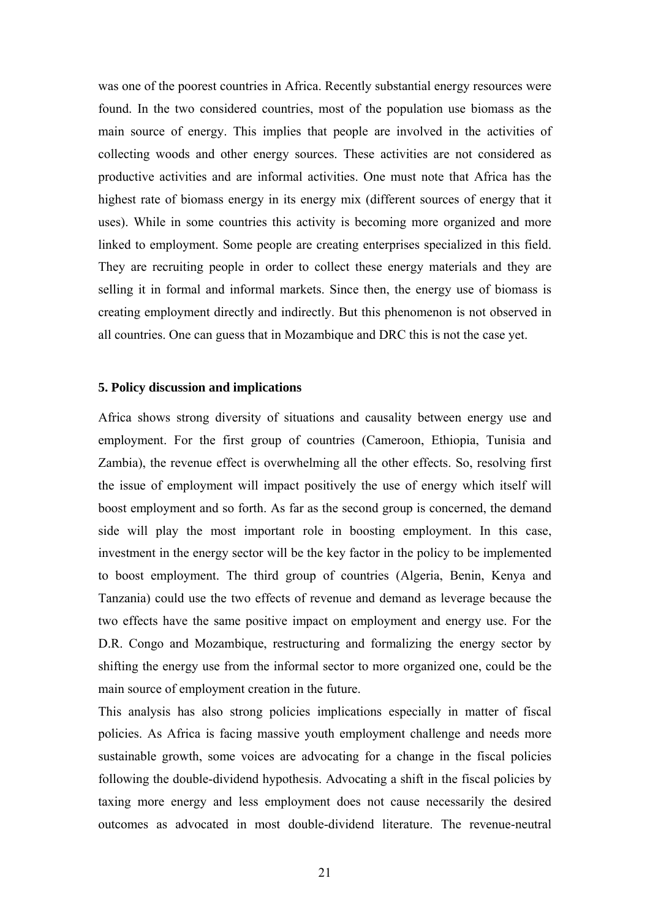was one of the poorest countries in Africa. Recently substantial energy resources were found. In the two considered countries, most of the population use biomass as the main source of energy. This implies that people are involved in the activities of collecting woods and other energy sources. These activities are not considered as productive activities and are informal activities. One must note that Africa has the highest rate of biomass energy in its energy mix (different sources of energy that it uses). While in some countries this activity is becoming more organized and more linked to employment. Some people are creating enterprises specialized in this field. They are recruiting people in order to collect these energy materials and they are selling it in formal and informal markets. Since then, the energy use of biomass is creating employment directly and indirectly. But this phenomenon is not observed in all countries. One can guess that in Mozambique and DRC this is not the case yet.

### 5. Policy discussion and implications

Africa shows strong diversity of situations and causality between energy use and employment. For the first group of countries (Cameroon, Ethiopia, Tunisia and Zambia), the revenue effect is overwhelming all the other effects. So, resolving first the issue of employment will impact positively the use of energy which itself will boost employment and so forth. As far as the second group is concerned, the demand side will play the most important role in boosting employment. In this case, investment in the energy sector will be the key factor in the policy to be implemented to boost employment. The third group of countries (Algeria, Benin, Kenya and Tanzania) could use the two effects of revenue and demand as leverage because the two effects have the same positive impact on employment and energy use. For the D.R. Congo and Mozambique, restructuring and formalizing the energy sector by shifting the energy use from the informal sector to more organized one, could be the main source of employment creation in the future.

This analysis has also strong policies implications especially in matter of fiscal policies. As Africa is facing massive youth employment challenge and needs more sustainable growth, some voices are advocating for a change in the fiscal policies following the double-dividend hypothesis. Advocating a shift in the fiscal policies by taxing more energy and less employment does not cause necessarily the desired outcomes as advocated in most double-dividend literature. The revenue-neutral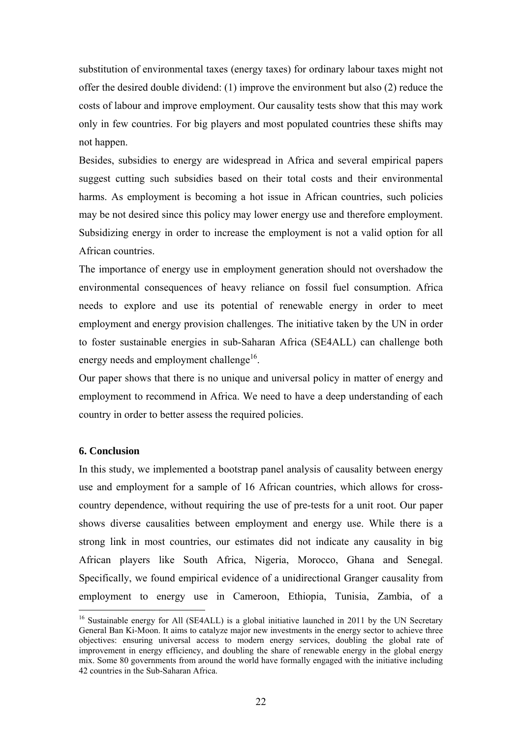substitution of environmental taxes (energy taxes) for ordinary labour taxes might not offer the desired double dividend: (1) improve the environment but also (2) reduce the costs of labour and improve employment. Our causality tests show that this may work only in few countries. For big players and most populated countries these shifts may not happen.

Besides, subsidies to energy are widespread in Africa and several empirical papers suggest cutting such subsidies based on their total costs and their environmental harms. As employment is becoming a hot issue in African countries, such policies may be not desired since this policy may lower energy use and therefore employment. Subsidizing energy in order to increase the employment is not a valid option for all African countries.

The importance of energy use in employment generation should not overshadow the environmental consequences of heavy reliance on fossil fuel consumption. Africa needs to explore and use its potential of renewable energy in order to meet employment and energy provision challenges. The initiative taken by the UN in order to foster sustainable energies in sub-Saharan Africa (SE4ALL) can challenge both energy needs and employment challenge[16].

Our paper shows that there is no unique and universal policy in matter of energy and employment to recommend in Africa. We need to have a deep understanding of each country in order to better assess the required policies.

## 6. Conclusion

In this study, we implemented a bootstrap panel analysis of causality between energy use and employment for a sample of 16 African countries, which allows for cross-country dependence, without requiring the use of pre-tests for a unit root. Our paper shows diverse causalities between employment and energy use. While there is a strong link in most countries, our estimates did not indicate any causality in big African players like South Africa, Nigeria, Morocco, Ghana and Senegal. Specifically, we found empirical evidence of a unidirectional Granger causality from employment to energy use in Cameroon, Ethiopia, Tunisia, Zambia, of a

[16] Sustainable energy for All (SE4ALL) is a global initiative launched in 2011 by the UN Secretary General Ban Ki-Moon. It aims to catalyze major new investments in the energy sector to achieve three objectives: ensuring universal access to modern energy services, doubling the global rate of improvement in energy efficiency, and doubling the share of renewable energy in the global energy mix. Some 80 governments from around the world have formally engaged with the initiative including 42 countries in the Sub-Saharan Africa.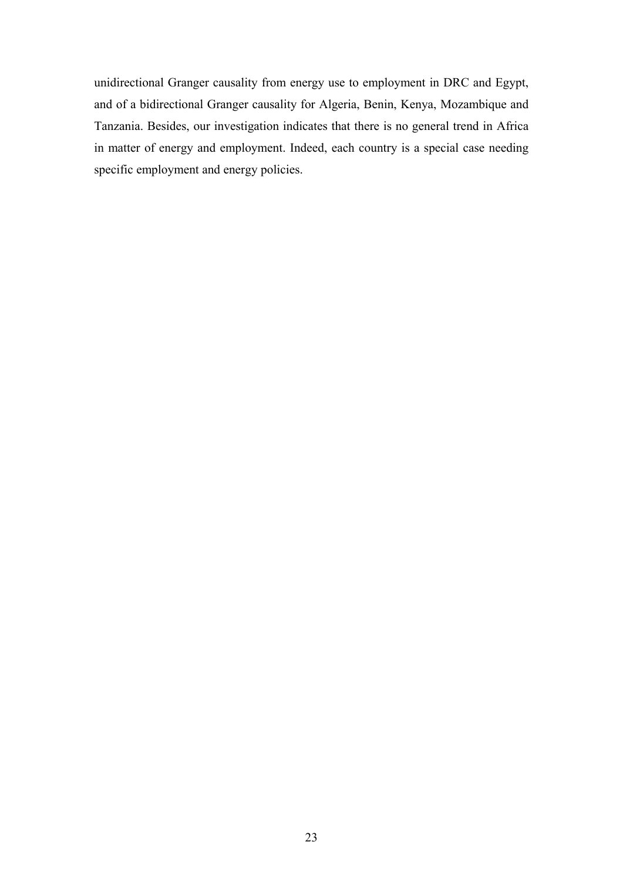unidirectional Granger causality from energy use to employment in DRC and Egypt, and of a bidirectional Granger causality for Algeria, Benin, Kenya, Mozambique and Tanzania. Besides, our investigation indicates that there is no general trend in Africa in matter of energy and employment. Indeed, each country is a special case needing specific employment and energy policies.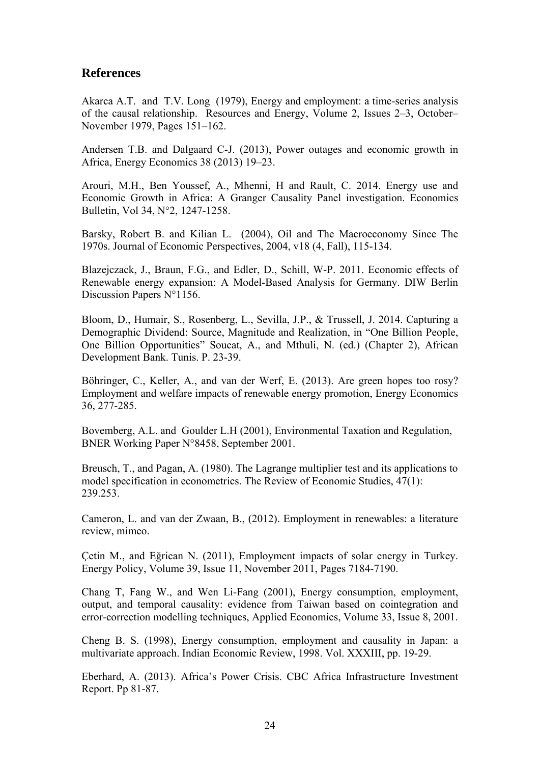## References

Akarca A.T. and T.V. Long (1979), Energy and employment: a time-series analysis of the causal relationship. Resources and Energy, Volume 2, Issues 2–3, October–November 1979, Pages 151–162.

Andersen T.B. and Dalgaard C-J. (2013), Power outages and economic growth in Africa, Energy Economics 38 (2013) 19–23.

Arouri, M.H., Ben Youssef, A., Mhenni, H and Rault, C. 2014. Energy use and Economic Growth in Africa: A Granger Causality Panel investigation. Economics Bulletin, Vol 34, N°2, 1247-1258.

Barsky, Robert B. and Kilian L. (2004), Oil and The Macroeconomy Since The 1970s. Journal of Economic Perspectives, 2004, v18 (4, Fall), 115-134.

Blazejczack, J., Braun, F.G., and Edler, D., Schill, W-P. 2011. Economic effects of Renewable energy expansion: A Model-Based Analysis for Germany. DIW Berlin Discussion Papers N°1156.

Bloom, D., Humair, S., Rosenberg, L., Sevilla, J.P., & Trussell, J. 2014. Capturing a Demographic Dividend: Source, Magnitude and Realization, in "One Billion People, One Billion Opportunities" Soucat, A., and Mthuli, N. (ed.) (Chapter 2), African Development Bank. Tunis. P. 23-39.

Böhringer, C., Keller, A., and van der Werf, E. (2013). Are green hopes too rosy? Employment and welfare impacts of renewable energy promotion, Energy Economics 36, 277-285.

Bovemberg, A.L. and Goulder L.H (2001), Environmental Taxation and Regulation, BNER Working Paper N°8458, September 2001.

Breusch, T., and Pagan, A. (1980). The Lagrange multiplier test and its applications to model specification in econometrics. The Review of Economic Studies, 47(1): 239.253.

Cameron, L. and van der Zwaan, B., (2012). Employment in renewables: a literature review, mimeo.

Çetin M., and Eğrican N. (2011), Employment impacts of solar energy in Turkey. Energy Policy, Volume 39, Issue 11, November 2011, Pages 7184-7190.

Chang T, Fang W., and Wen Li-Fang (2001), Energy consumption, employment, output, and temporal causality: evidence from Taiwan based on cointegration and error-correction modelling techniques, Applied Economics, Volume 33, Issue 8, 2001.

Cheng B. S. (1998), Energy consumption, employment and causality in Japan: a multivariate approach. Indian Economic Review, 1998. Vol. XXXIII, pp. 19-29.

Eberhard, A. (2013). Africa's Power Crisis. CBC Africa Infrastructure Investment Report. Pp 81-87.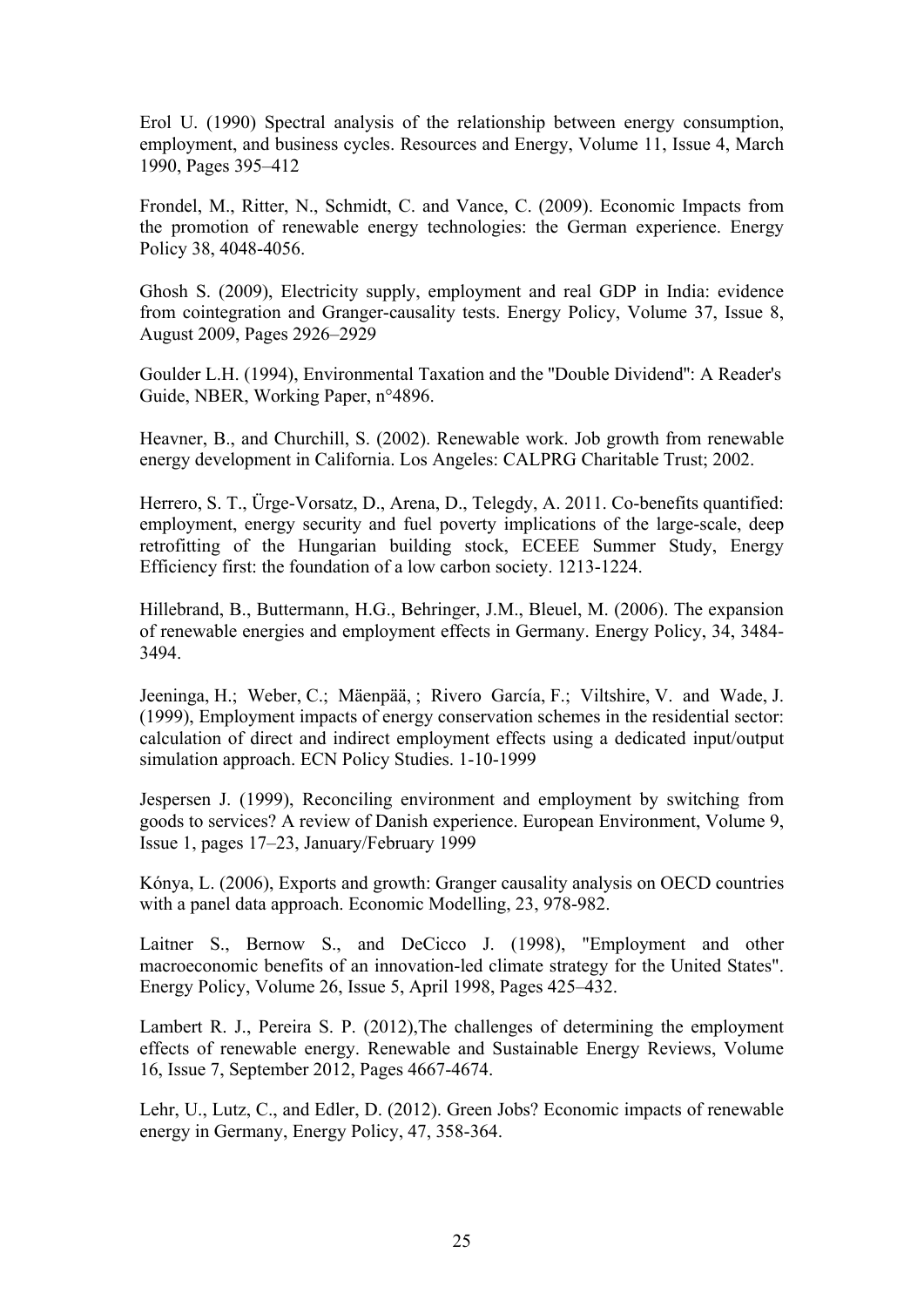Erol U. (1990) Spectral analysis of the relationship between energy consumption, employment, and business cycles. Resources and Energy, Volume 11, Issue 4, March 1990, Pages 395–412

Frondel, M., Ritter, N., Schmidt, C. and Vance, C. (2009). Economic Impacts from the promotion of renewable energy technologies: the German experience. Energy Policy 38, 4048-4056.

Ghosh S. (2009), Electricity supply, employment and real GDP in India: evidence from cointegration and Granger-causality tests. Energy Policy, Volume 37, Issue 8, August 2009, Pages 2926–2929

Goulder L.H. (1994), Environmental Taxation and the "Double Dividend": A Reader's Guide, NBER, Working Paper, n°4896.

Heavner, B., and Churchill, S. (2002). Renewable work. Job growth from renewable energy development in California. Los Angeles: CALPRG Charitable Trust; 2002.

Herrero, S. T., Ürge-Vorsatz, D., Arena, D., Telegdy, A. 2011. Co-benefits quantified: employment, energy security and fuel poverty implications of the large-scale, deep retrofitting of the Hungarian building stock, ECEEE Summer Study, Energy Efficiency first: the foundation of a low carbon society. 1213-1224.

Hillebrand, B., Buttermann, H.G., Behringer, J.M., Bleuel, M. (2006). The expansion of renewable energies and employment effects in Germany. Energy Policy, 34, 3484-3494.

Jeeninga, H.; Weber, C.; Mäenpää, ; Rivero García, F.; Viltshire, V. and Wade, J. (1999), Employment impacts of energy conservation schemes in the residential sector: calculation of direct and indirect employment effects using a dedicated input/output simulation approach. ECN Policy Studies. 1-10-1999

Jespersen J. (1999), Reconciling environment and employment by switching from goods to services? A review of Danish experience. European Environment, Volume 9, Issue 1, pages 17–23, January/February 1999

Kónya, L. (2006), Exports and growth: Granger causality analysis on OECD countries with a panel data approach. Economic Modelling, 23, 978-982.

Laitner S., Bernow S., and DeCicco J. (1998), "Employment and other macroeconomic benefits of an innovation-led climate strategy for the United States". Energy Policy, Volume 26, Issue 5, April 1998, Pages 425–432.

Lambert R. J., Pereira S. P. (2012),The challenges of determining the employment effects of renewable energy. Renewable and Sustainable Energy Reviews, Volume 16, Issue 7, September 2012, Pages 4667-4674.

Lehr, U., Lutz, C., and Edler, D. (2012). Green Jobs? Economic impacts of renewable energy in Germany, Energy Policy, 47, 358-364.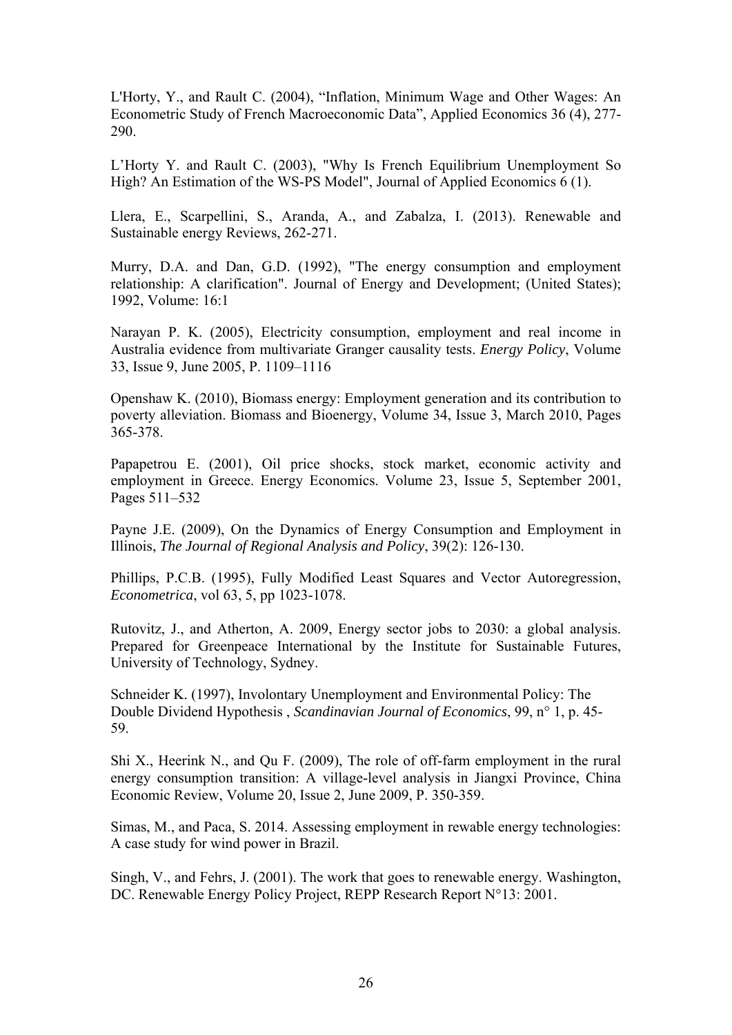L'Horty, Y., and Rault C. (2004), "Inflation, Minimum Wage and Other Wages: An Econometric Study of French Macroeconomic Data", Applied Economics 36 (4), 277-290.

L'Horty Y. and Rault C. (2003), "Why Is French Equilibrium Unemployment So High? An Estimation of the WS-PS Model", Journal of Applied Economics 6 (1).

Llera, E., Scarpellini, S., Aranda, A., and Zabalza, I. (2013). Renewable and Sustainable energy Reviews, 262-271.

Murry, D.A. and Dan, G.D. (1992), "The energy consumption and employment relationship: A clarification". Journal of Energy and Development; (United States); 1992, Volume: 16:1

Narayan P. K. (2005), Electricity consumption, employment and real income in Australia evidence from multivariate Granger causality tests. *Energy Policy*, Volume 33, Issue 9, June 2005, P. 1109–1116

Openshaw K. (2010), Biomass energy: Employment generation and its contribution to poverty alleviation. Biomass and Bioenergy, Volume 34, Issue 3, March 2010, Pages 365-378.

Papapetrou E. (2001), Oil price shocks, stock market, economic activity and employment in Greece. Energy Economics. Volume 23, Issue 5, September 2001, Pages 511–532

Payne J.E. (2009), On the Dynamics of Energy Consumption and Employment in Illinois, *The Journal of Regional Analysis and Policy*, 39(2): 126-130.

Phillips, P.C.B. (1995), Fully Modified Least Squares and Vector Autoregression, *Econometrica*, vol 63, 5, pp 1023-1078.

Rutovitz, J., and Atherton, A. 2009, Energy sector jobs to 2030: a global analysis. Prepared for Greenpeace International by the Institute for Sustainable Futures, University of Technology, Sydney.

Schneider K. (1997), Involontary Unemployment and Environmental Policy: The Double Dividend Hypothesis , *Scandinavian Journal of Economics*, 99, n° 1, p. 45-59.

Shi X., Heerink N., and Qu F. (2009), The role of off-farm employment in the rural energy consumption transition: A village-level analysis in Jiangxi Province, China Economic Review, Volume 20, Issue 2, June 2009, P. 350-359.

Simas, M., and Paca, S. 2014. Assessing employment in rewable energy technologies: A case study for wind power in Brazil.

Singh, V., and Fehrs, J. (2001). The work that goes to renewable energy. Washington, DC. Renewable Energy Policy Project, REPP Research Report N°13: 2001.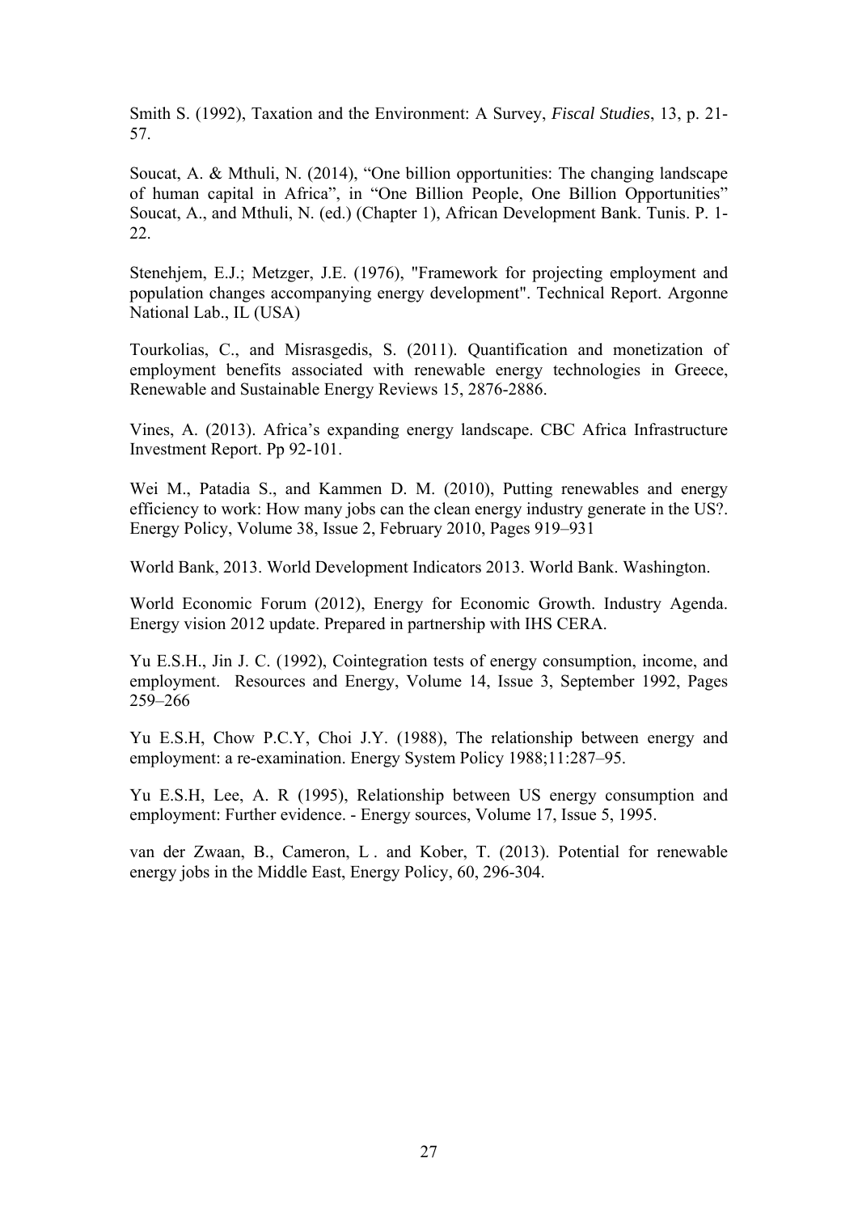Smith S. (1992), Taxation and the Environment: A Survey, *Fiscal Studies*, 13, p. 21-57.

Soucat, A. & Mthuli, N. (2014), "One billion opportunities: The changing landscape of human capital in Africa", in "One Billion People, One Billion Opportunities" Soucat, A., and Mthuli, N. (ed.) (Chapter 1), African Development Bank. Tunis. P. 1-22.

Stenehjem, E.J.; Metzger, J.E. (1976), "Framework for projecting employment and population changes accompanying energy development". Technical Report. Argonne National Lab., IL (USA)

Tourkolias, C., and Misrasgedis, S. (2011). Quantification and monetization of employment benefits associated with renewable energy technologies in Greece, Renewable and Sustainable Energy Reviews 15, 2876-2886.

Vines, A. (2013). Africa's expanding energy landscape. CBC Africa Infrastructure Investment Report. Pp 92-101.

Wei M., Patadia S., and Kammen D. M. (2010), Putting renewables and energy efficiency to work: How many jobs can the clean energy industry generate in the US?. Energy Policy, Volume 38, Issue 2, February 2010, Pages 919–931

World Bank, 2013. World Development Indicators 2013. World Bank. Washington.

World Economic Forum (2012), Energy for Economic Growth. Industry Agenda. Energy vision 2012 update. Prepared in partnership with IHS CERA.

Yu E.S.H., Jin J. C. (1992), Cointegration tests of energy consumption, income, and employment. Resources and Energy, Volume 14, Issue 3, September 1992, Pages 259–266

Yu E.S.H, Chow P.C.Y, Choi J.Y. (1988), The relationship between energy and employment: a re-examination. Energy System Policy 1988;11:287–95.

Yu E.S.H, Lee, A. R (1995), Relationship between US energy consumption and employment: Further evidence. - Energy sources, Volume 17, Issue 5, 1995.

van der Zwaan, B., Cameron, L . and Kober, T. (2013). Potential for renewable energy jobs in the Middle East, Energy Policy, 60, 296-304.